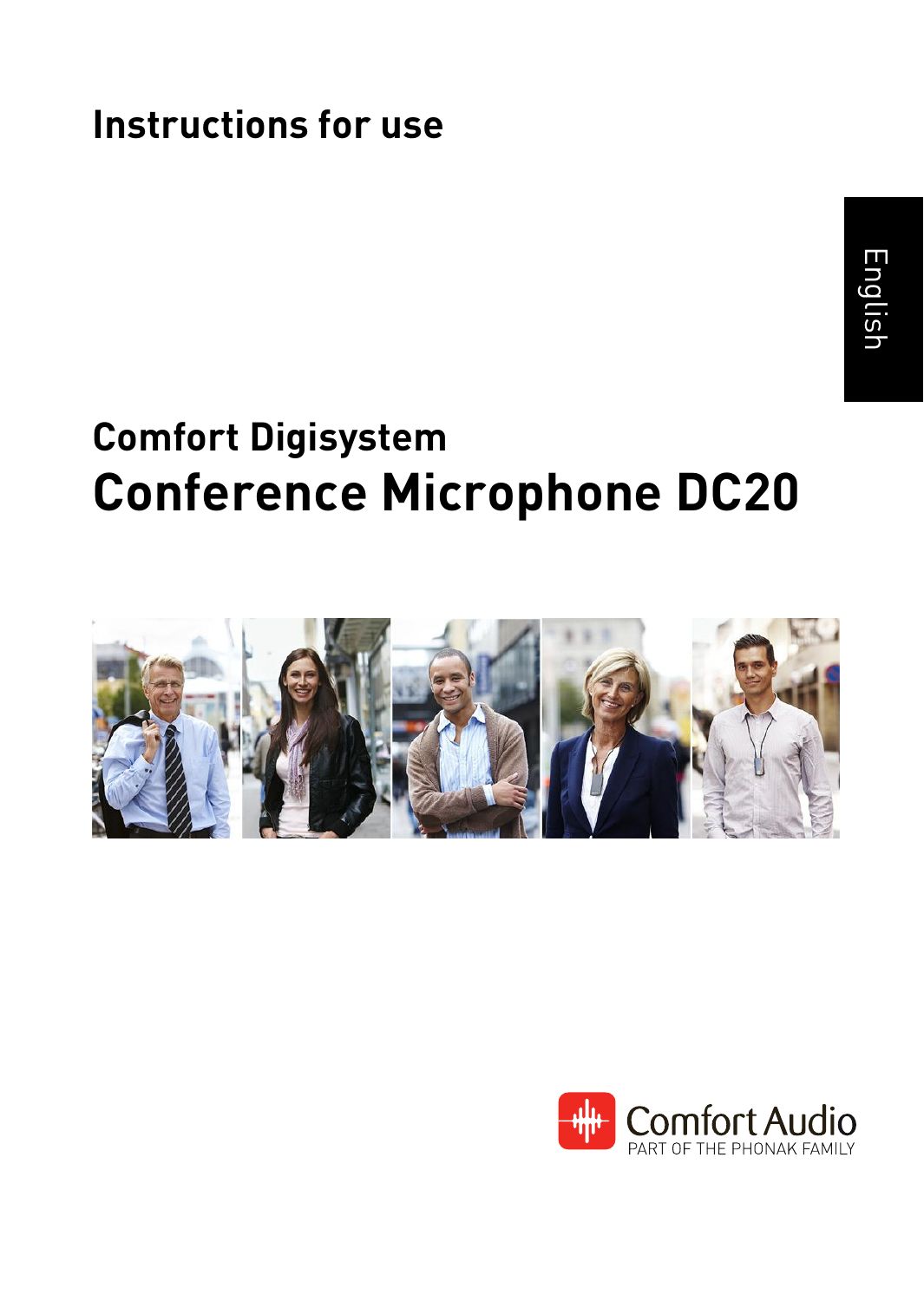# Instructions for use

English

## Comfort Digisystem

# Conference Microphone DC20

Comfort Audio
PART OF THE PHONAK FAMILY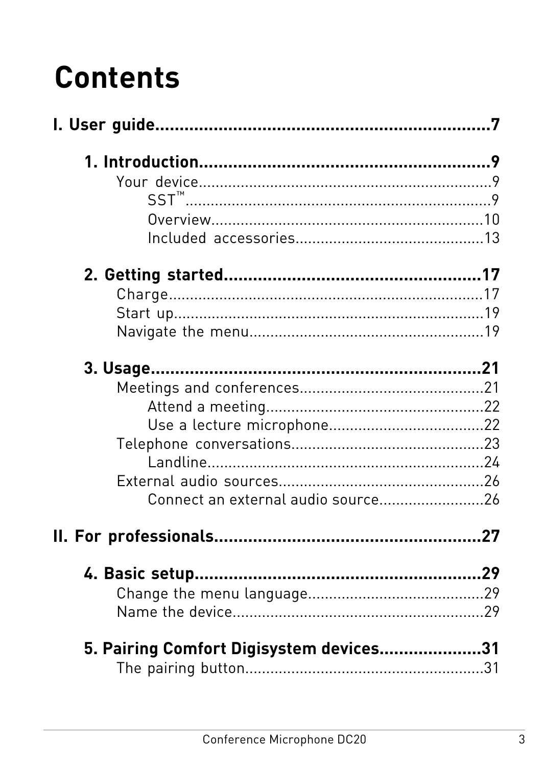# Contents

**I. User guide....................................................................7**

**1. Introduction...........................................................9**

- Your device.......................................................................9
  - SST™..........................................................................9
  - Overview.....................................................................10
  - Included accessories...............................................13

**2. Getting started.....................................................17**

- Charge.............................................................................17
- Start up...........................................................................19
- Navigate the menu.........................................................19

**3. Usage.......................................................................21**

- Meetings and conferences.............................................21
  - Attend a meeting.......................................................22
  - Use a lecture microphone........................................22
- Telephone conversations...............................................23
  - Landline....................................................................24
- External audio sources..................................................26
  - Connect an external audio source...........................26

**II. For professionals......................................................27**

**4. Basic setup............................................................29**

- Change the menu language...........................................29
- Name the device.............................................................29

**5. Pairing Comfort Digisystem devices.....................31**

- The pairing button..........................................................31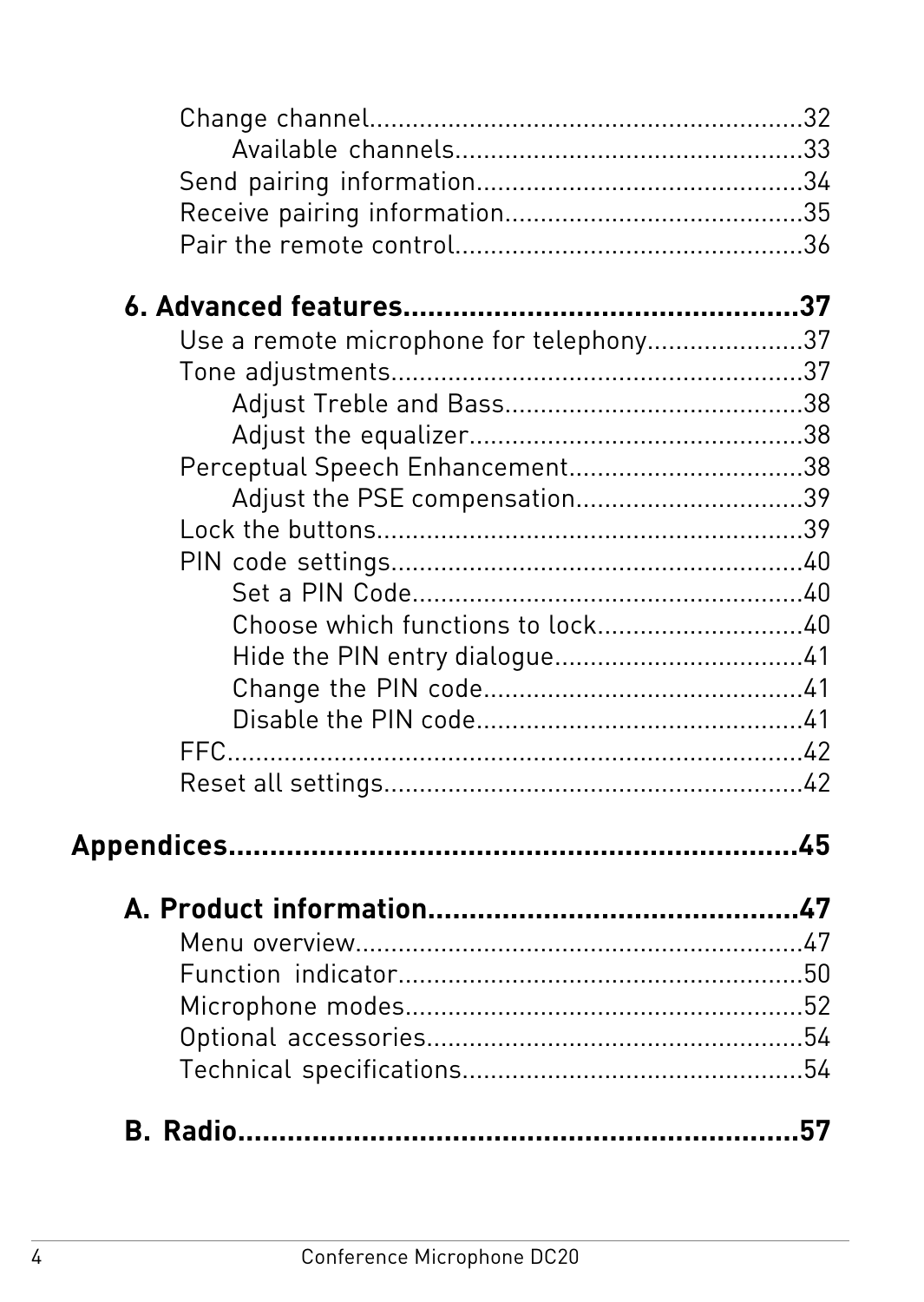Change channel............................................................32

Available channels.................................................33

Send pairing information..............................................34

Receive pairing information..........................................35

Pair the remote control.................................................36

**6. Advanced features................................................37**

Use a remote microphone for telephony......................37

Tone adjustments..........................................................37

Adjust Treble and Bass..........................................38

Adjust the equalizer...............................................38

Perceptual Speech Enhancement.................................38

Adjust the PSE compensation................................39

Lock the buttons............................................................39

PIN code settings...........................................................40

Set a PIN Code.......................................................40

Choose which functions to lock.............................40

Hide the PIN entry dialogue...................................41

Change the PIN code.............................................41

Disable the PIN code..............................................41

FFC..................................................................................42

Reset all settings...........................................................42

**Appendices....................................................................45**

**A. Product information.............................................47**

Menu overview...............................................................47

Function indicator.........................................................50

Microphone modes........................................................52

Optional accessories.....................................................54

Technical specifications................................................54

**B. Radio....................................................................57**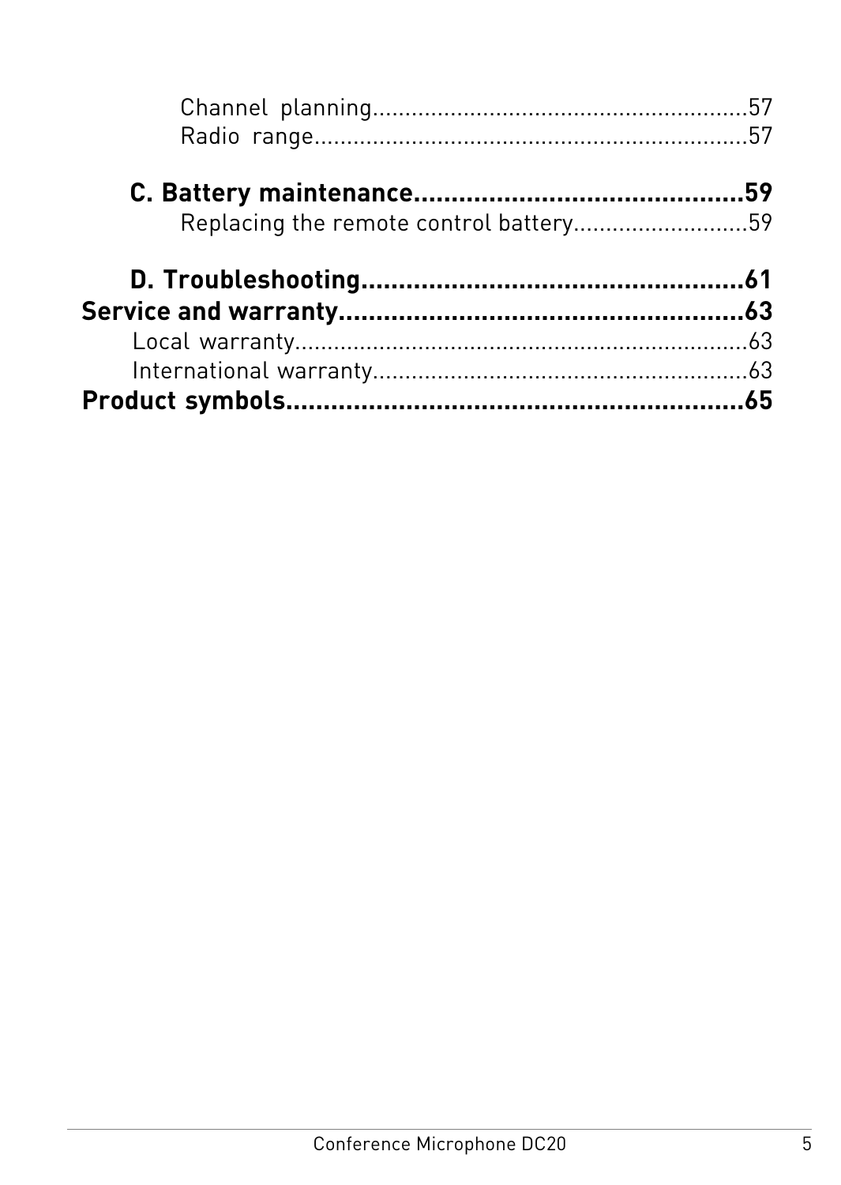Channel planning....................................................57
Radio range............................................................57

**C. Battery maintenance.........................................59**

Replacing the remote control battery...........................59

**D. Troubleshooting................................................61**

**Service and warranty..................................................63**

Local warranty...........................................................63

International warranty...............................................63

**Product symbols........................................................65**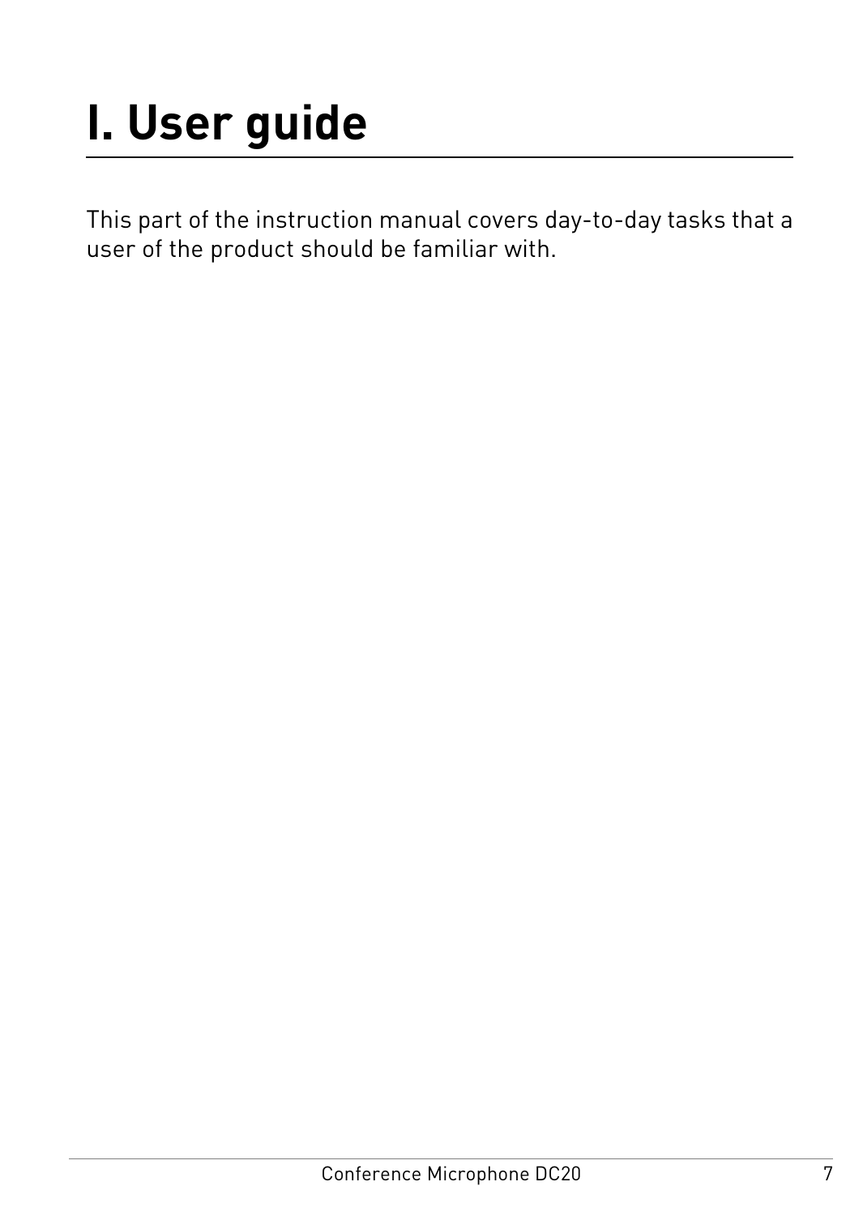# I. User guide

This part of the instruction manual covers day-to-day tasks that a user of the product should be familiar with.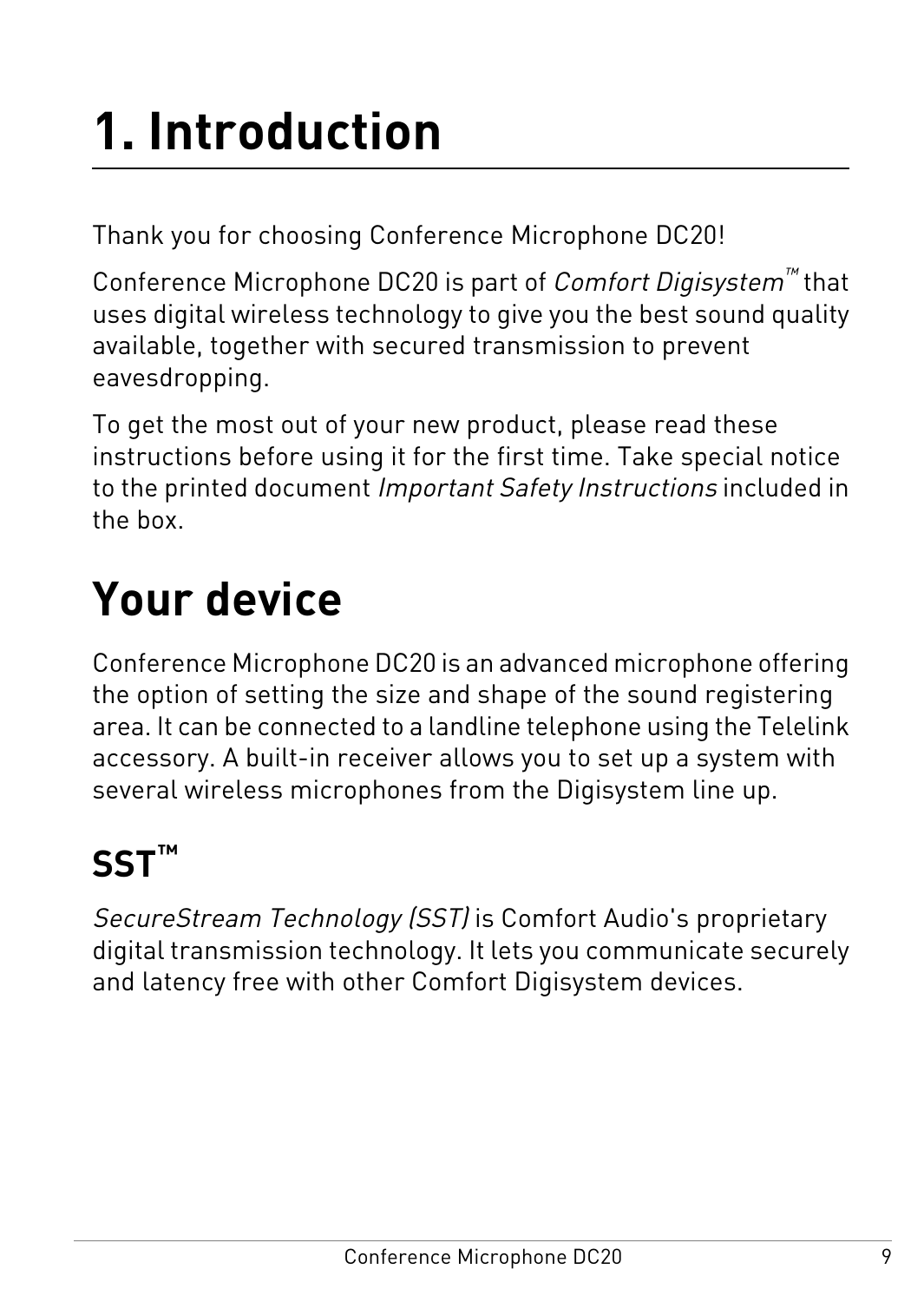# 1. Introduction

Thank you for choosing Conference Microphone DC20!

Conference Microphone DC20 is part of *Comfort Digisystem™* that uses digital wireless technology to give you the best sound quality available, together with secured transmission to prevent eavesdropping.

To get the most out of your new product, please read these instructions before using it for the first time. Take special notice to the printed document *Important Safety Instructions* included in the box.

## Your device

Conference Microphone DC20 is an advanced microphone offering the option of setting the size and shape of the sound registering area. It can be connected to a landline telephone using the Telelink accessory. A built-in receiver allows you to set up a system with several wireless microphones from the Digisystem line up.

### SST™

*SecureStream Technology (SST)* is Comfort Audio's proprietary digital transmission technology. It lets you communicate securely and latency free with other Comfort Digisystem devices.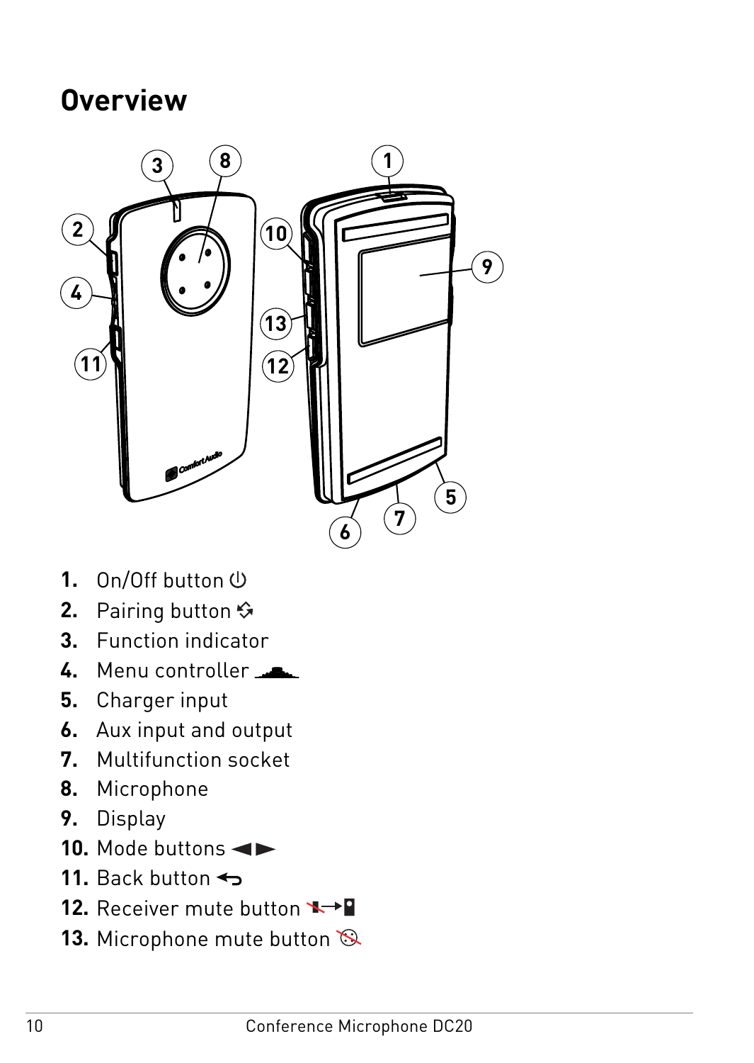# Overview

1. On/Off button
2. Pairing button
3. Function indicator
4. Menu controller
5. Charger input
6. Aux input and output
7. Multifunction socket
8. Microphone
9. Display
10. Mode buttons ◄►
11. Back button
12. Receiver mute button
13. Microphone mute button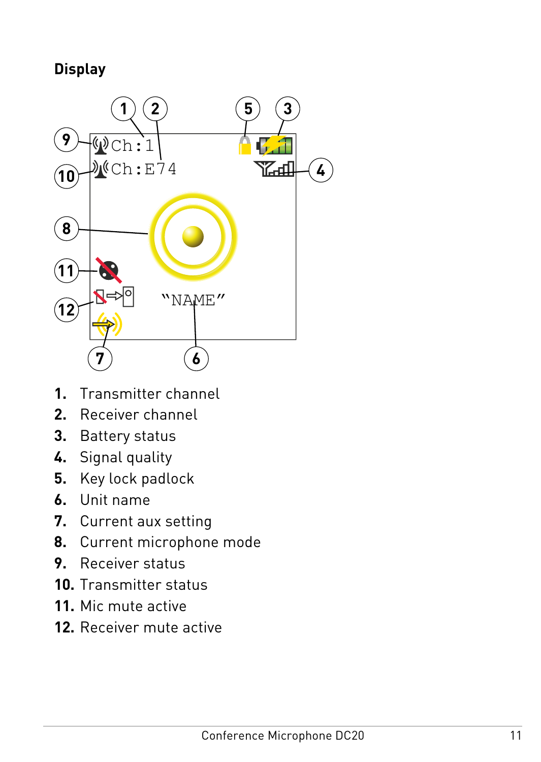## Display

1. Transmitter channel
2. Receiver channel
3. Battery status
4. Signal quality
5. Key lock padlock
6. Unit name
7. Current aux setting
8. Current microphone mode
9. Receiver status
10. Transmitter status
11. Mic mute active
12. Receiver mute active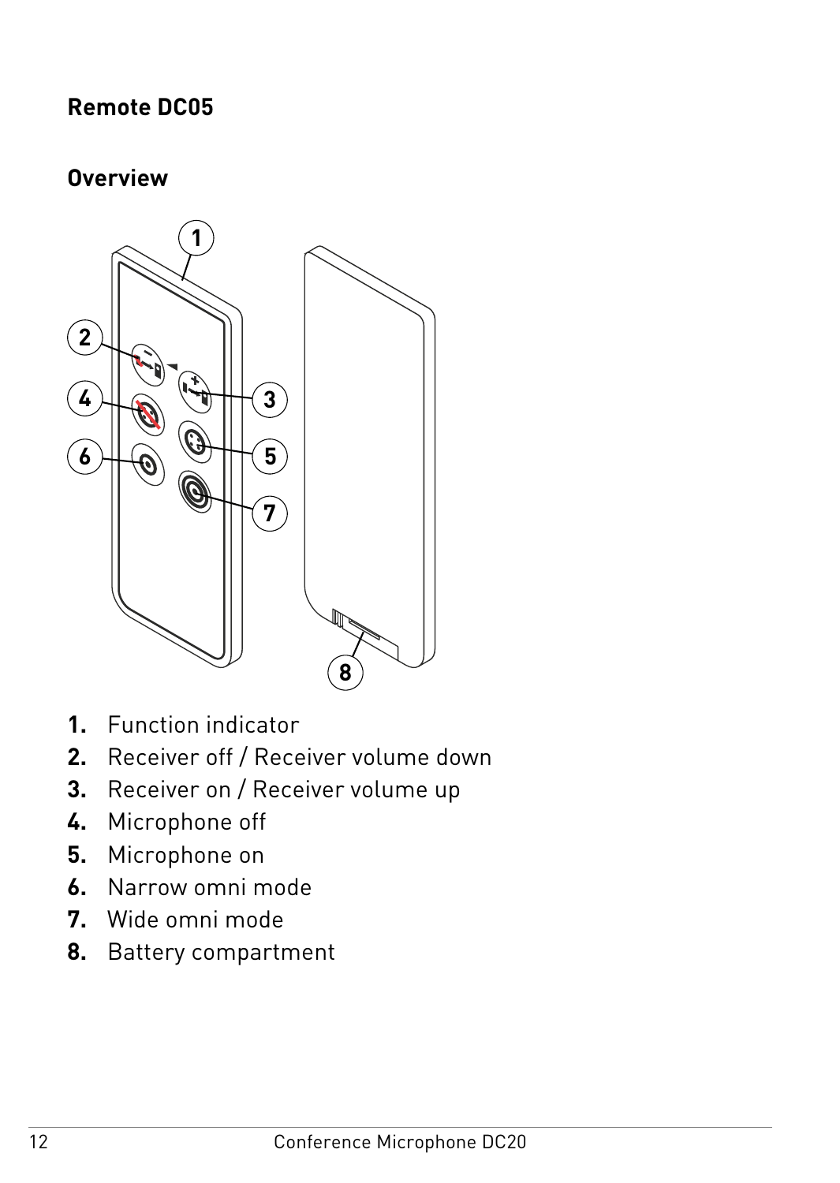## Remote DC05

### Overview

1. Function indicator
2. Receiver off / Receiver volume down
3. Receiver on / Receiver volume up
4. Microphone off
5. Microphone on
6. Narrow omni mode
7. Wide omni mode
8. Battery compartment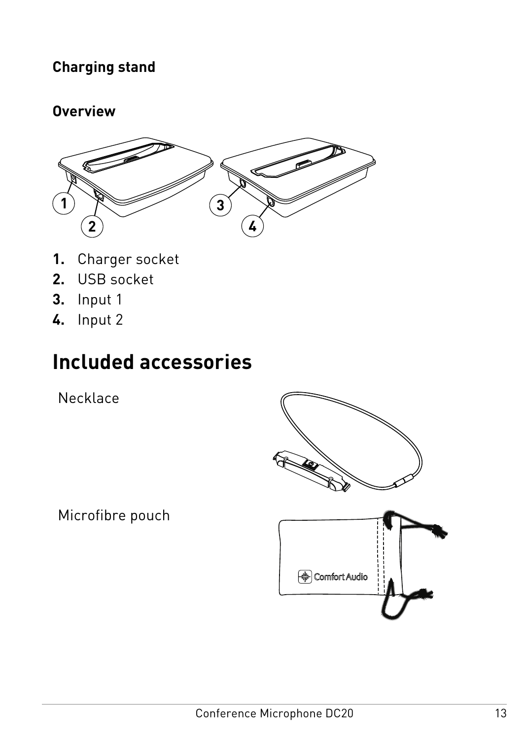### Charging stand

#### Overview

1. Charger socket
2. USB socket
3. Input 1
4. Input 2

## Included accessories

Necklace

Microfibre pouch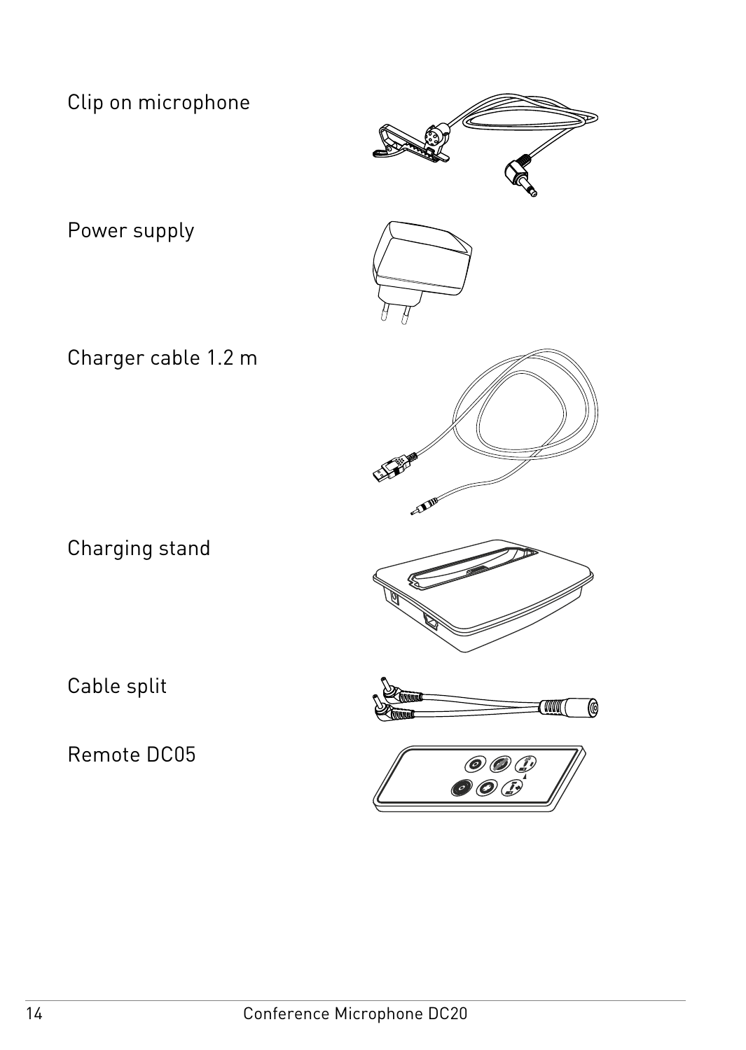Clip on microphone

Power supply

Charger cable 1.2 m

Charging stand

Cable split

Remote DC05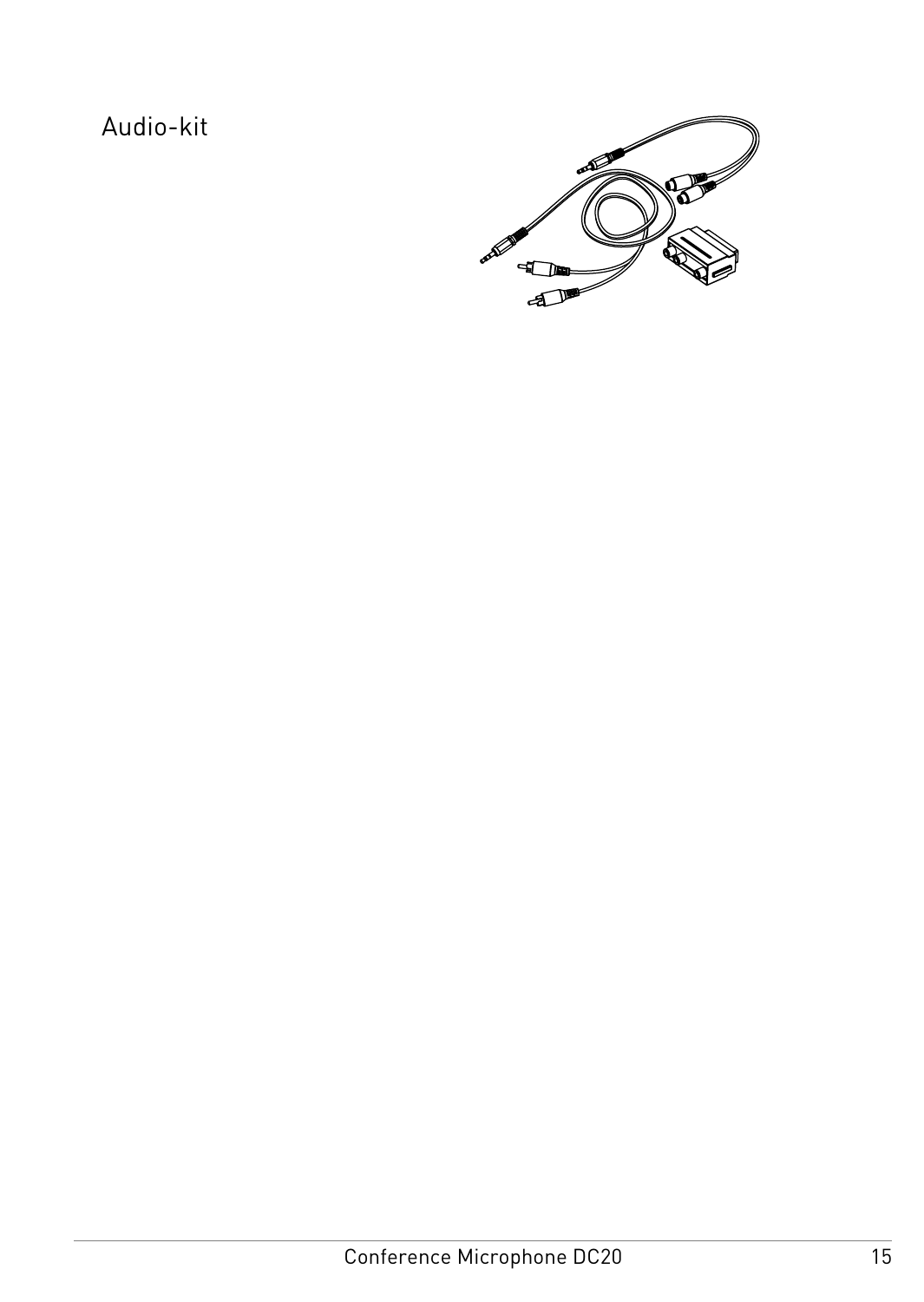Audio-kit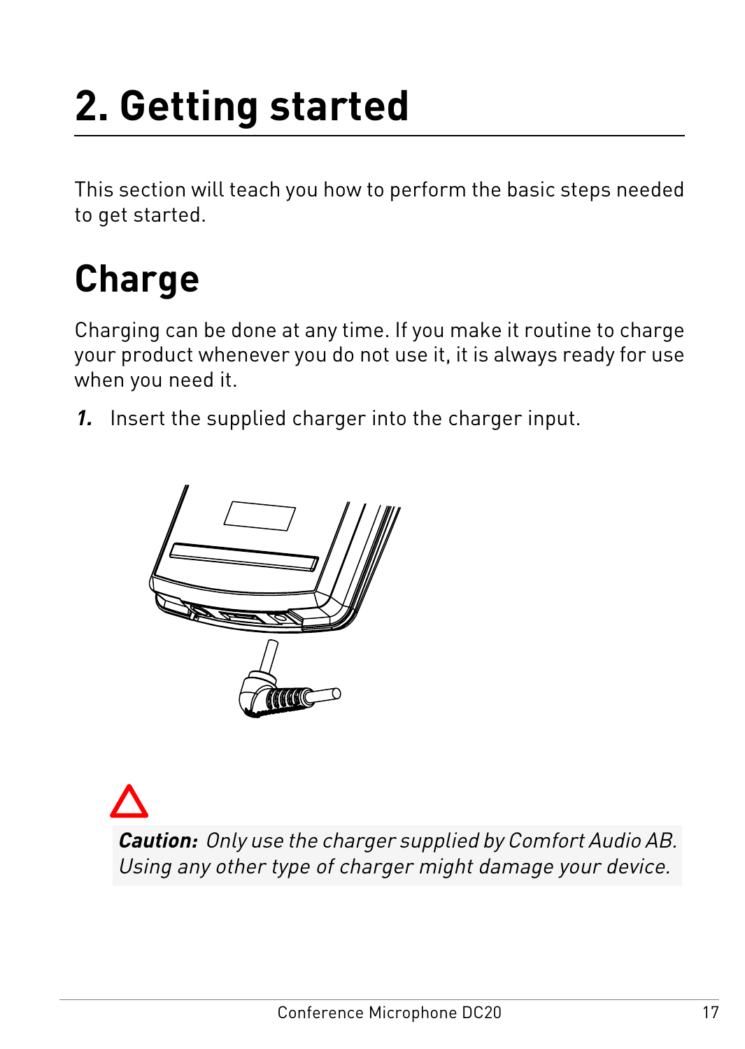# 2. Getting started

This section will teach you how to perform the basic steps needed to get started.

## Charge

Charging can be done at any time. If you make it routine to charge your product whenever you do not use it, it is always ready for use when you need it.

1. Insert the supplied charger into the charger input.

**Caution:** *Only use the charger supplied by Comfort Audio AB. Using any other type of charger might damage your device.*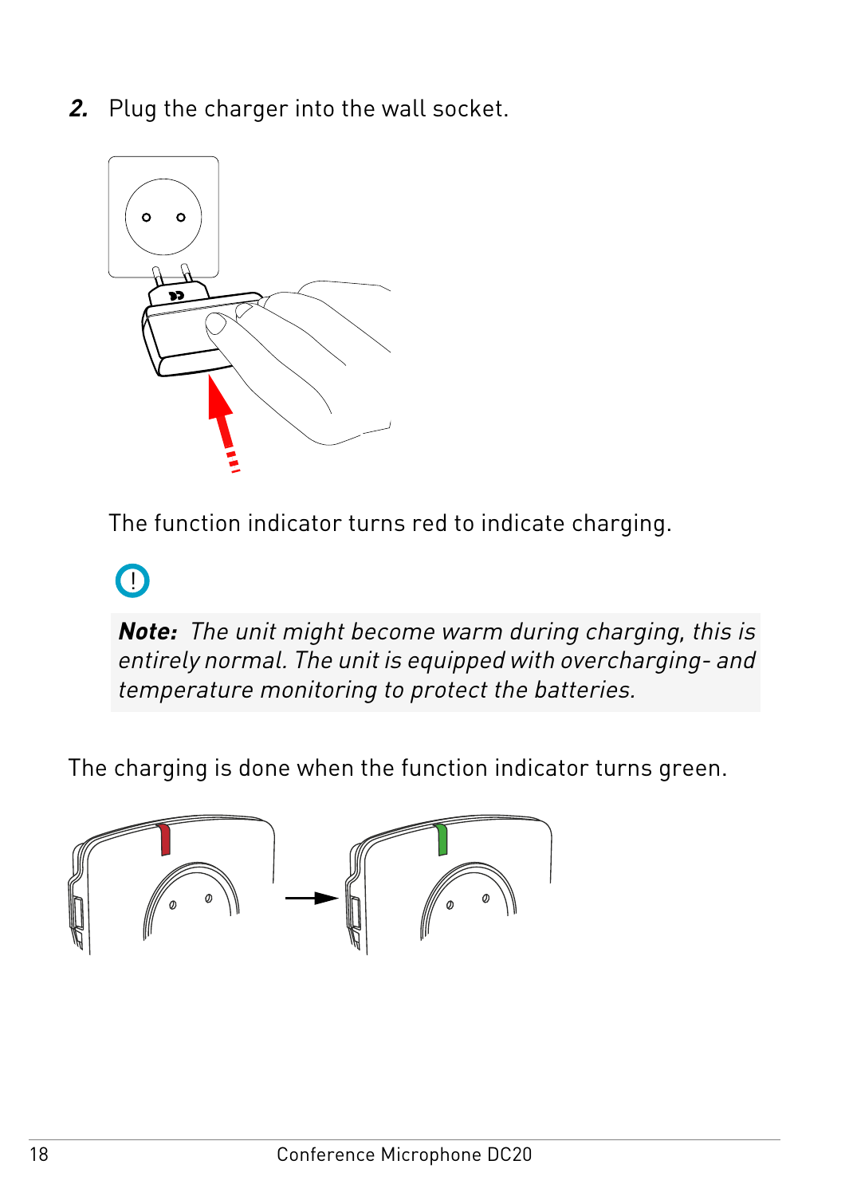2. Plug the charger into the wall socket.

The function indicator turns red to indicate charging.

**Note:** *The unit might become warm during charging, this is entirely normal. The unit is equipped with overcharging- and temperature monitoring to protect the batteries.*

The charging is done when the function indicator turns green.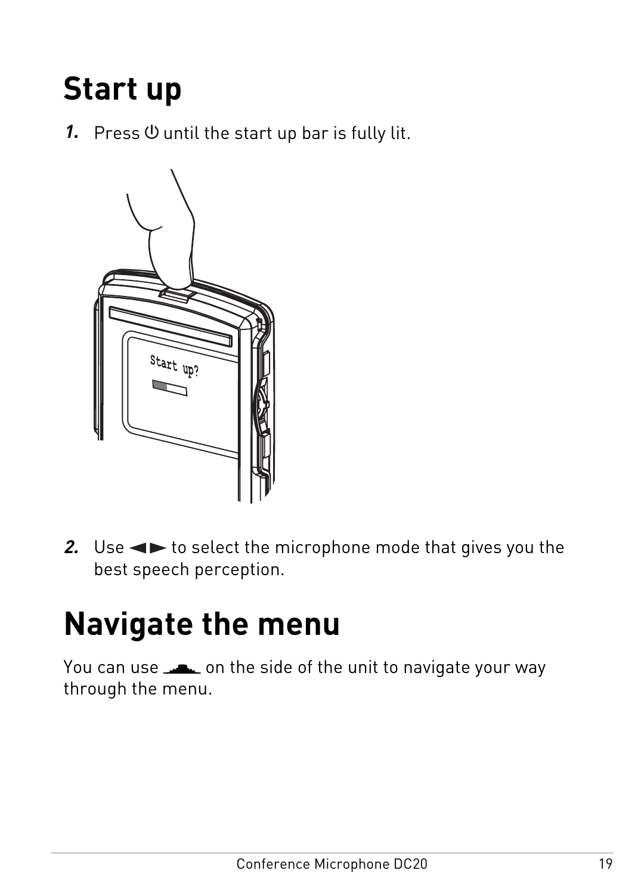# Start up

1. Press ⏻ until the start up bar is fully lit.

2. Use ◄► to select the microphone mode that gives you the best speech perception.

# Navigate the menu

You can use ▁▂▃▂▁ on the side of the unit to navigate your way through the menu.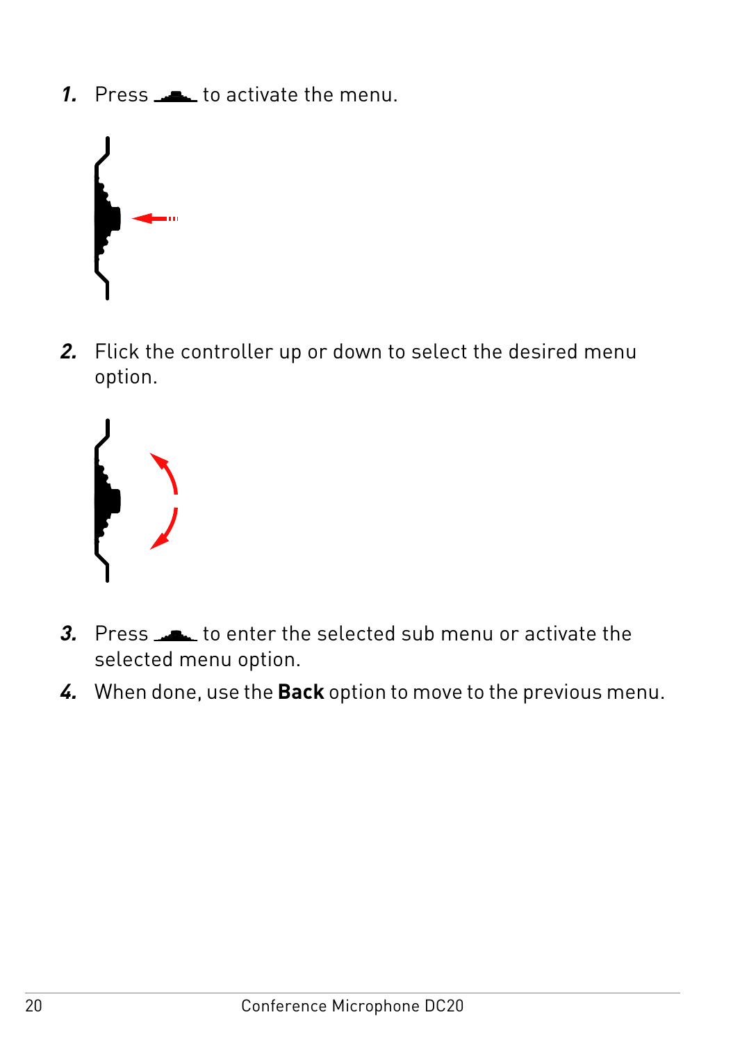1. Press to activate the menu.

2. Flick the controller up or down to select the desired menu option.

3. Press to enter the selected sub menu or activate the selected menu option.

4. When done, use the **Back** option to move to the previous menu.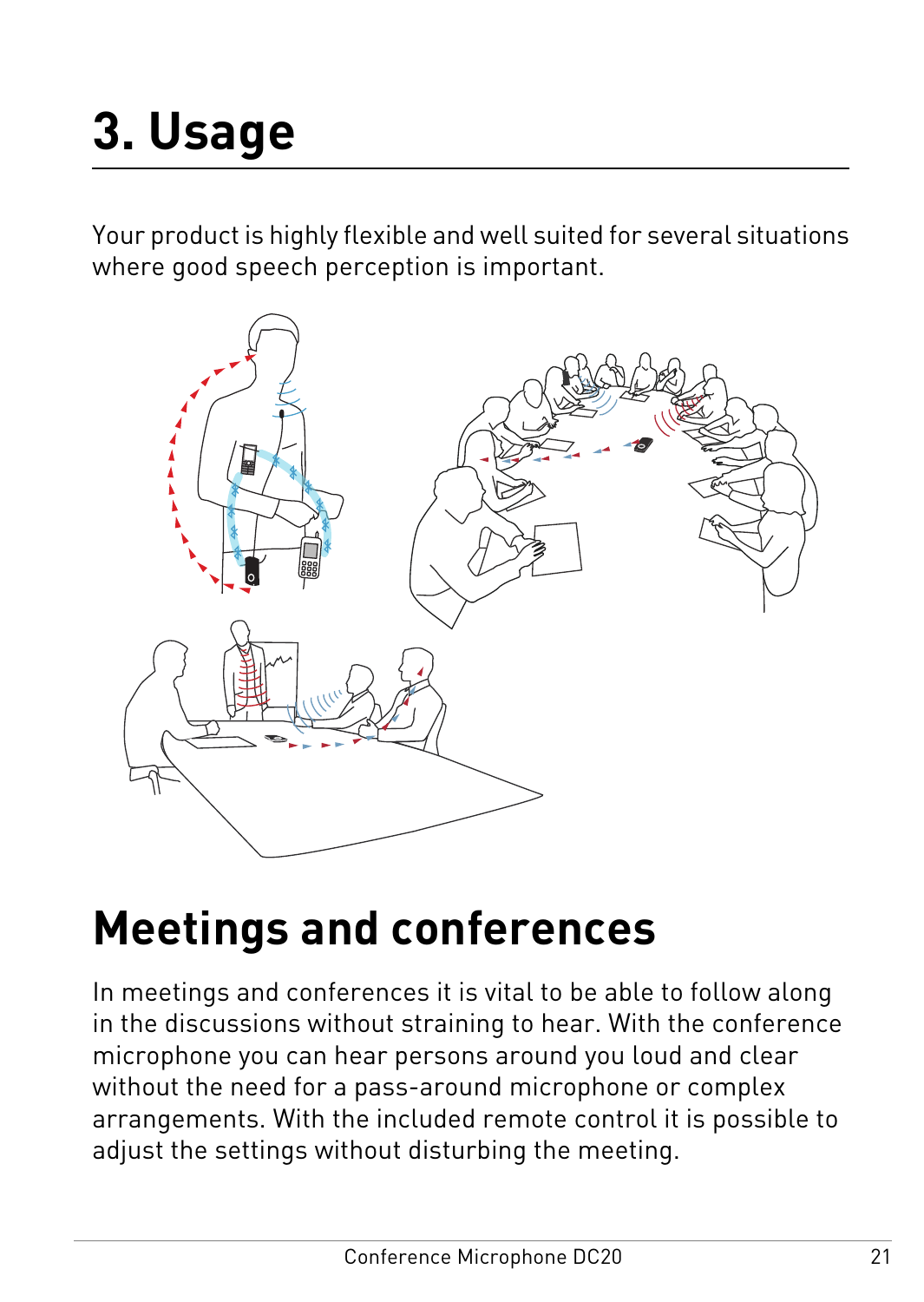# 3. Usage

Your product is highly flexible and well suited for several situations where good speech perception is important.

## Meetings and conferences

In meetings and conferences it is vital to be able to follow along in the discussions without straining to hear. With the conference microphone you can hear persons around you loud and clear without the need for a pass-around microphone or complex arrangements. With the included remote control it is possible to adjust the settings without disturbing the meeting.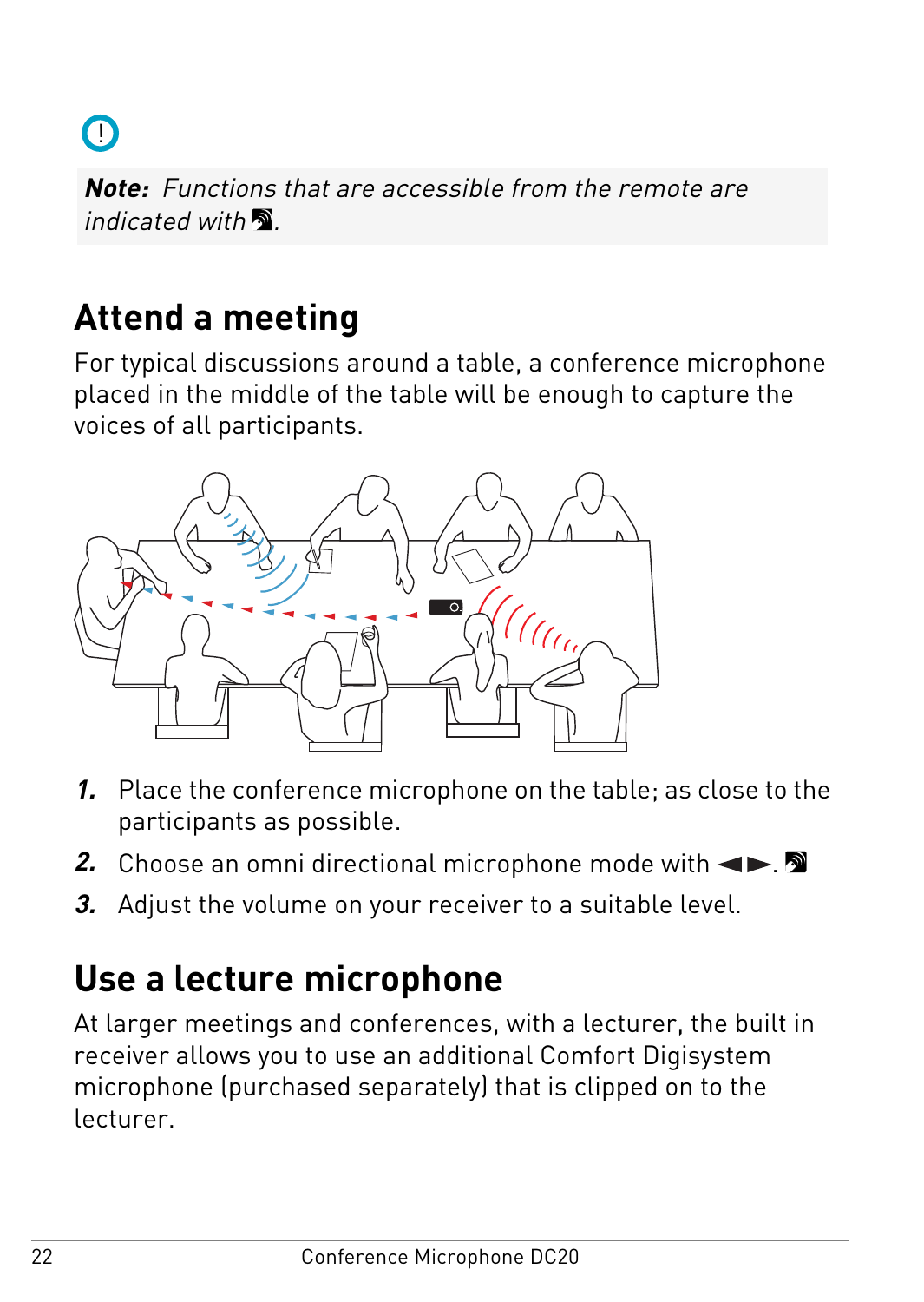**Note:** *Functions that are accessible from the remote are indicated with* 🔊*.*

## Attend a meeting

For typical discussions around a table, a conference microphone placed in the middle of the table will be enough to capture the voices of all participants.

1. Place the conference microphone on the table; as close to the participants as possible.
2. Choose an omni directional microphone mode with ◄►. 🔊
3. Adjust the volume on your receiver to a suitable level.

## Use a lecture microphone

At larger meetings and conferences, with a lecturer, the built in receiver allows you to use an additional Comfort Digisystem microphone (purchased separately) that is clipped on to the lecturer.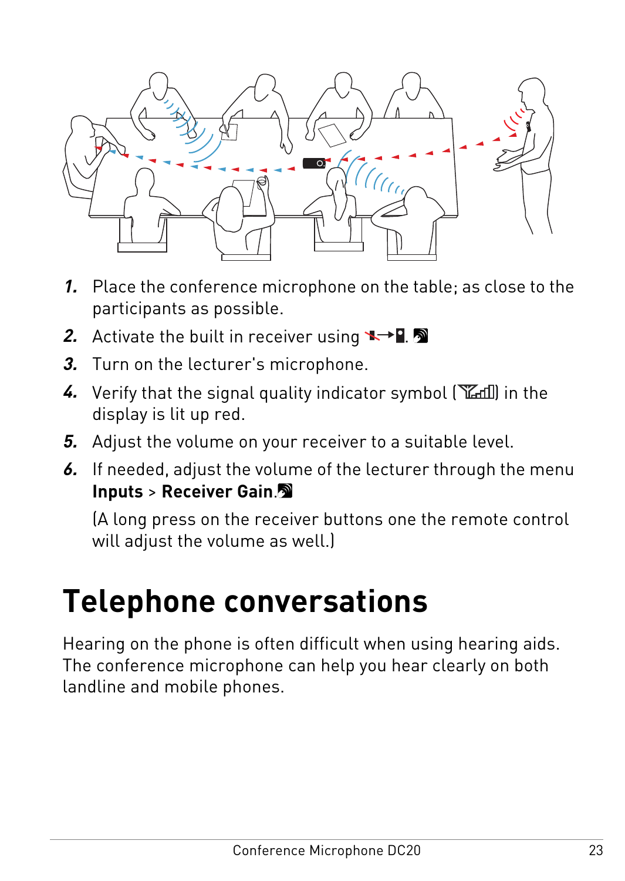1. Place the conference microphone on the table; as close to the participants as possible.
2. Activate the built in receiver using . 
3. Turn on the lecturer's microphone.
4. Verify that the signal quality indicator symbol ( ) in the display is lit up red.
5. Adjust the volume on your receiver to a suitable level.
6. If needed, adjust the volume of the lecturer through the menu **Inputs** > **Receiver Gain**.

   (A long press on the receiver buttons one the remote control will adjust the volume as well.)

# Telephone conversations

Hearing on the phone is often difficult when using hearing aids. The conference microphone can help you hear clearly on both landline and mobile phones.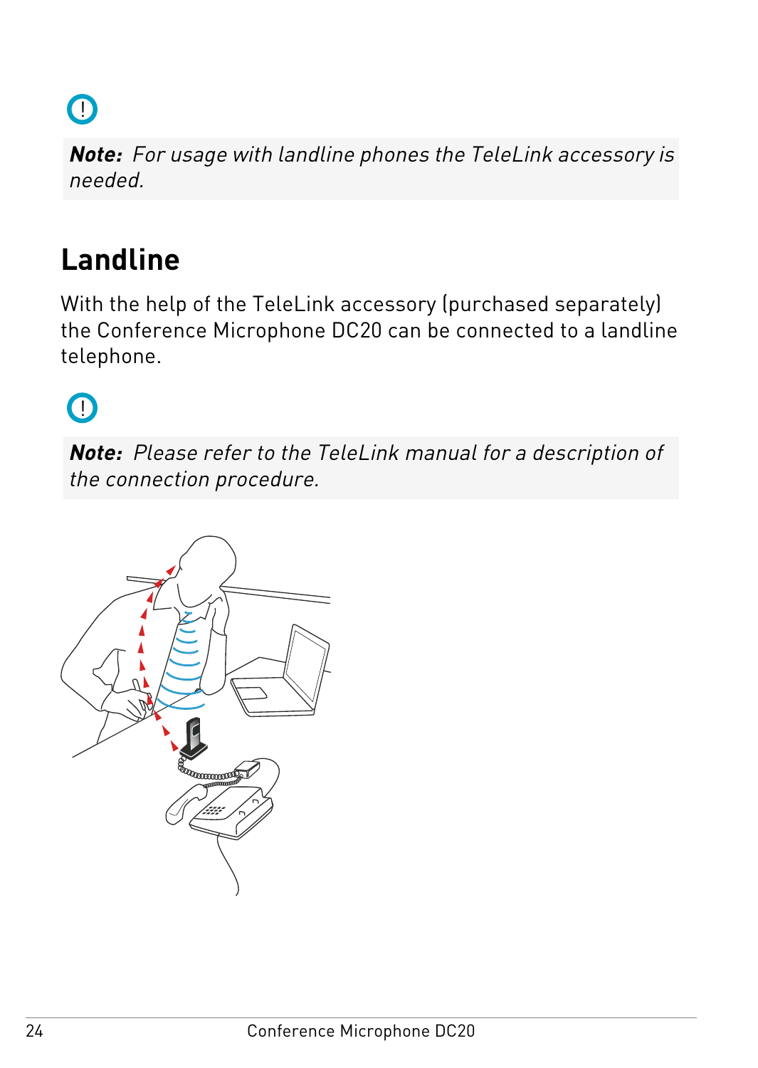***Note:** For usage with landline phones the TeleLink accessory is needed.*

## Landline

With the help of the TeleLink accessory (purchased separately) the Conference Microphone DC20 can be connected to a landline telephone.

***Note:** Please refer to the TeleLink manual for a description of the connection procedure.*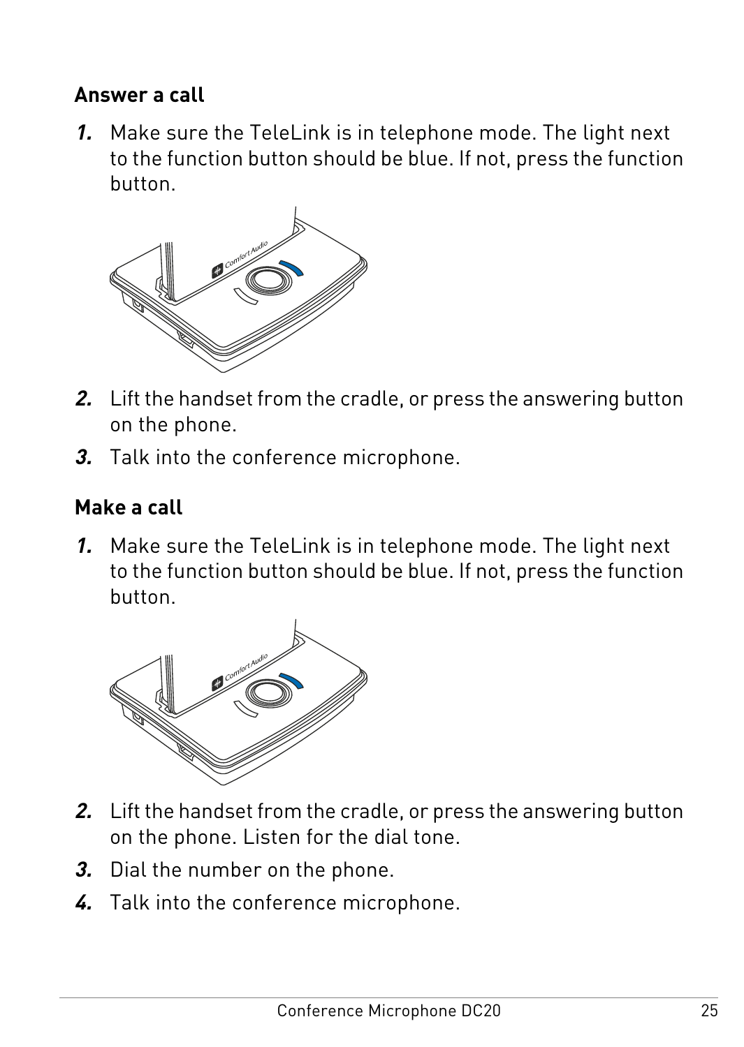## Answer a call

1. Make sure the TeleLink is in telephone mode. The light next to the function button should be blue. If not, press the function button.

2. Lift the handset from the cradle, or press the answering button on the phone.

3. Talk into the conference microphone.

## Make a call

1. Make sure the TeleLink is in telephone mode. The light next to the function button should be blue. If not, press the function button.

2. Lift the handset from the cradle, or press the answering button on the phone. Listen for the dial tone.

3. Dial the number on the phone.

4. Talk into the conference microphone.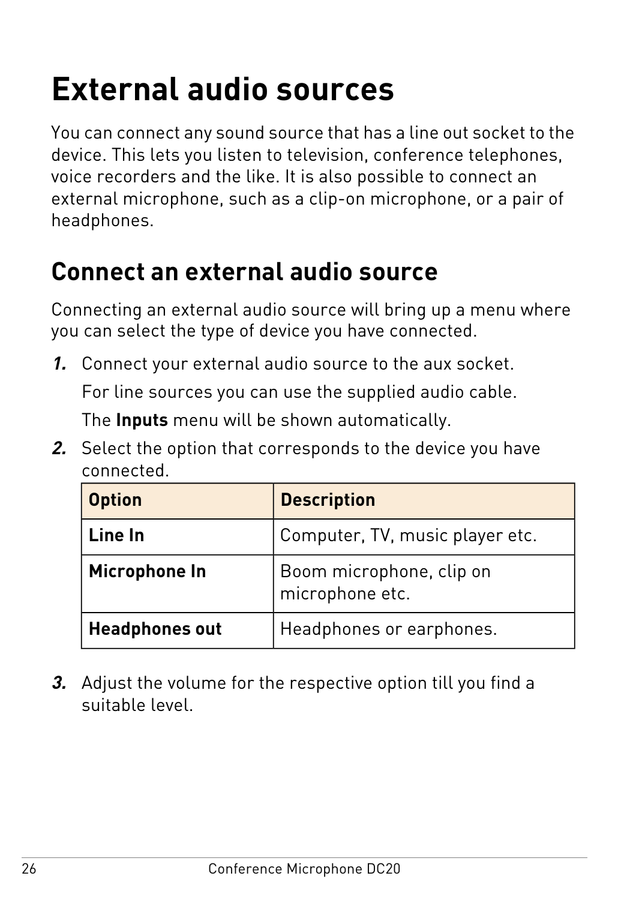# External audio sources

You can connect any sound source that has a line out socket to the device. This lets you listen to television, conference telephones, voice recorders and the like. It is also possible to connect an external microphone, such as a clip-on microphone, or a pair of headphones.

## Connect an external audio source

Connecting an external audio source will bring up a menu where you can select the type of device you have connected.

1. Connect your external audio source to the aux socket.

   For line sources you can use the supplied audio cable.

   The **Inputs** menu will be shown automatically.

2. Select the option that corresponds to the device you have connected.

   | Option | Description |
   | --- | --- |
   | **Line In** | Computer, TV, music player etc. |
   | **Microphone In** | Boom microphone, clip on microphone etc. |
   | **Headphones out** | Headphones or earphones. |

3. Adjust the volume for the respective option till you find a suitable level.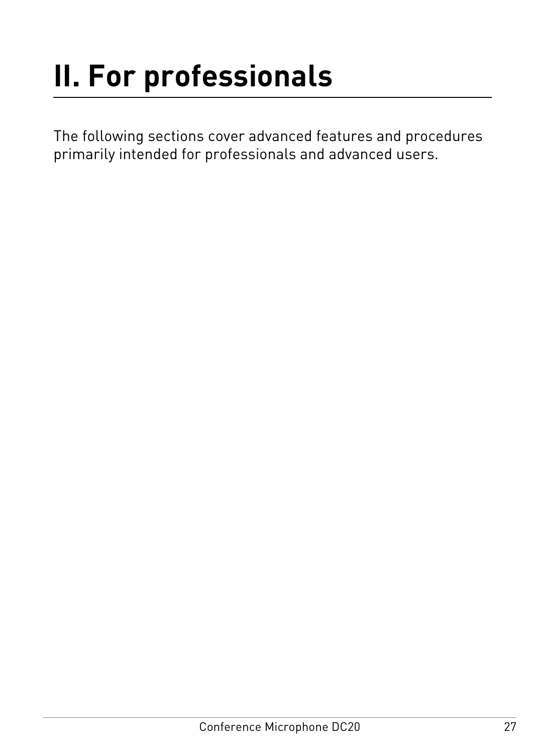# II. For professionals

The following sections cover advanced features and procedures primarily intended for professionals and advanced users.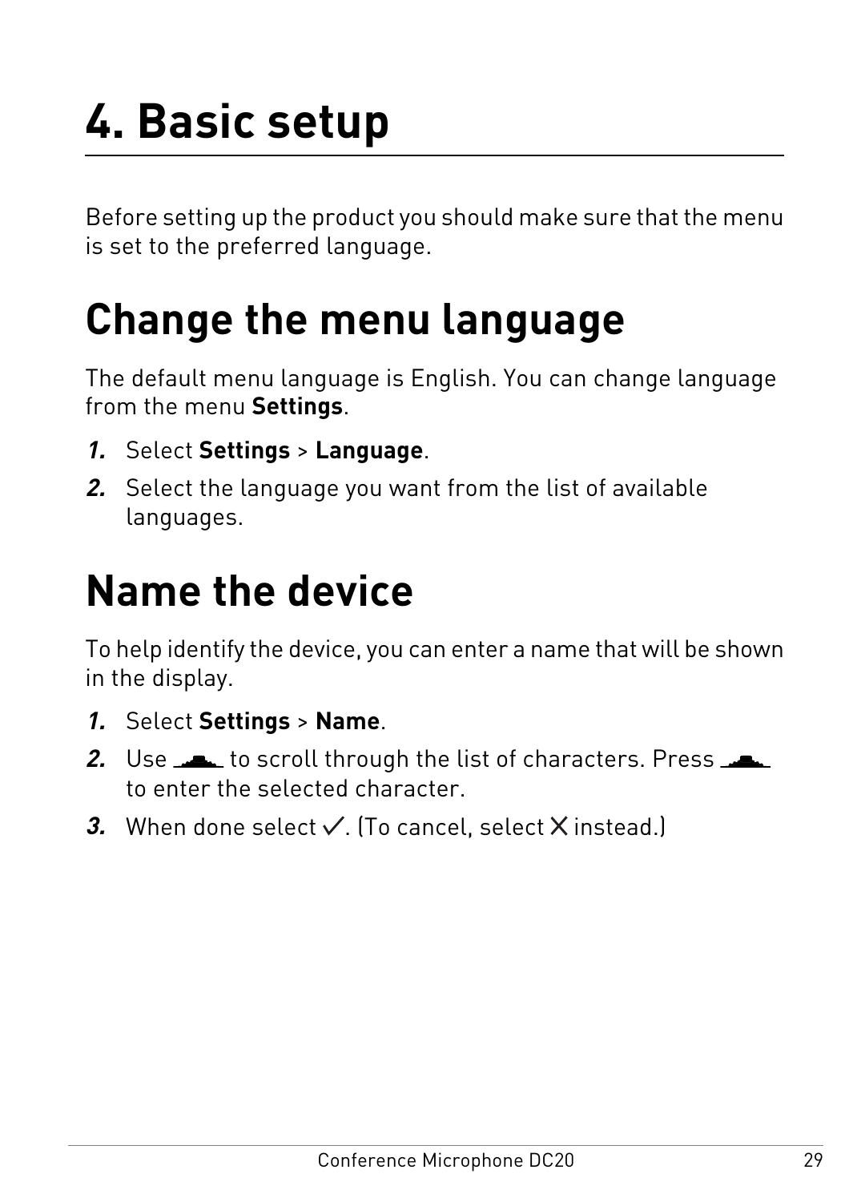# 4. Basic setup

Before setting up the product you should make sure that the menu is set to the preferred language.

## Change the menu language

The default menu language is English. You can change language from the menu **Settings**.

1. Select **Settings** > **Language**.
2. Select the language you want from the list of available languages.

## Name the device

To help identify the device, you can enter a name that will be shown in the display.

1. Select **Settings** > **Name**.
2. Use to scroll through the list of characters. Press to enter the selected character.
3. When done select ✓. (To cancel, select ✕ instead.)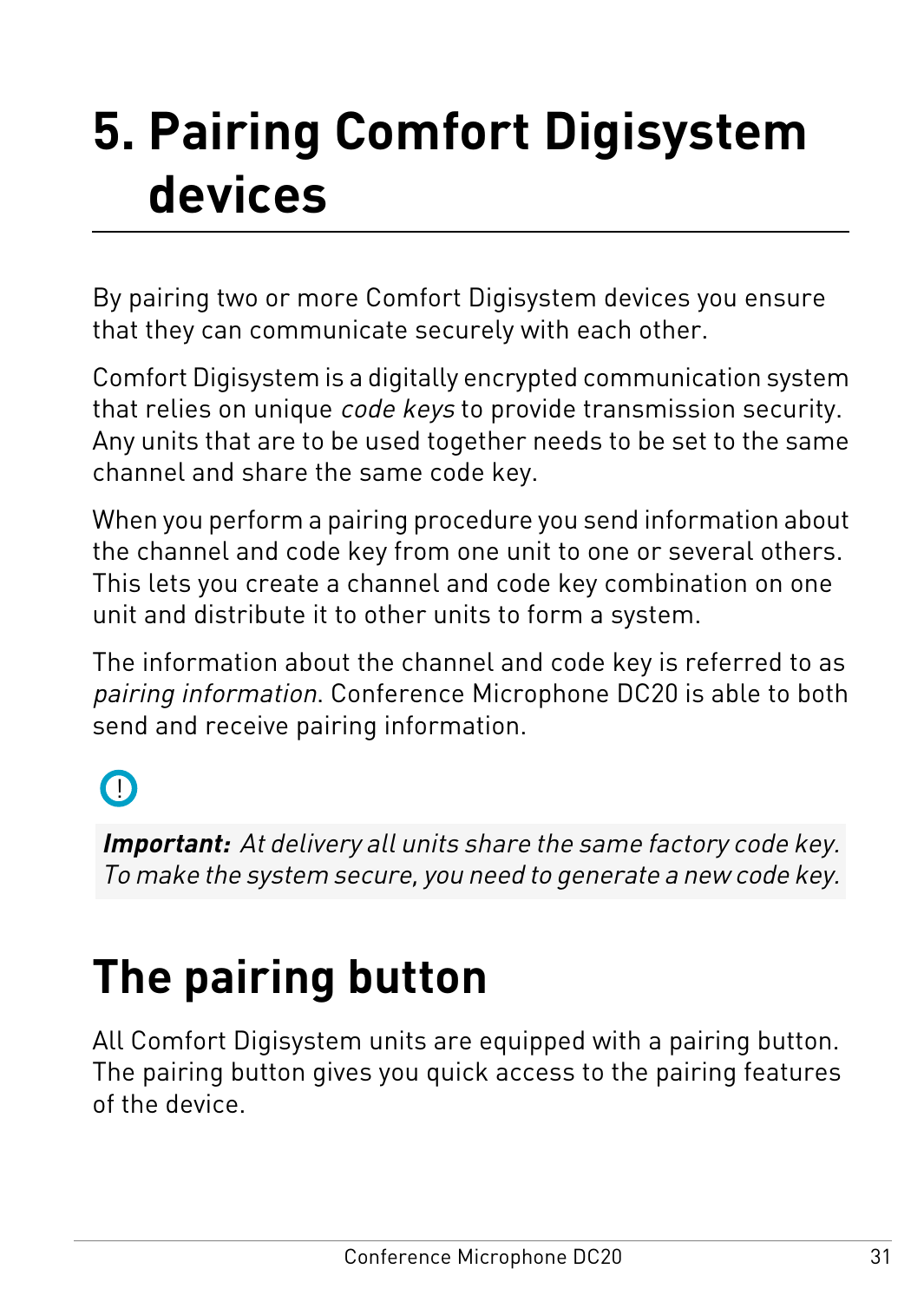# 5. Pairing Comfort Digisystem devices

By pairing two or more Comfort Digisystem devices you ensure that they can communicate securely with each other.

Comfort Digisystem is a digitally encrypted communication system that relies on unique *code keys* to provide transmission security. Any units that are to be used together needs to be set to the same channel and share the same code key.

When you perform a pairing procedure you send information about the channel and code key from one unit to one or several others. This lets you create a channel and code key combination on one unit and distribute it to other units to form a system.

The information about the channel and code key is referred to as *pairing information*. Conference Microphone DC20 is able to both send and receive pairing information.

***Important:*** *At delivery all units share the same factory code key. To make the system secure, you need to generate a new code key.*

## The pairing button

All Comfort Digisystem units are equipped with a pairing button. The pairing button gives you quick access to the pairing features of the device.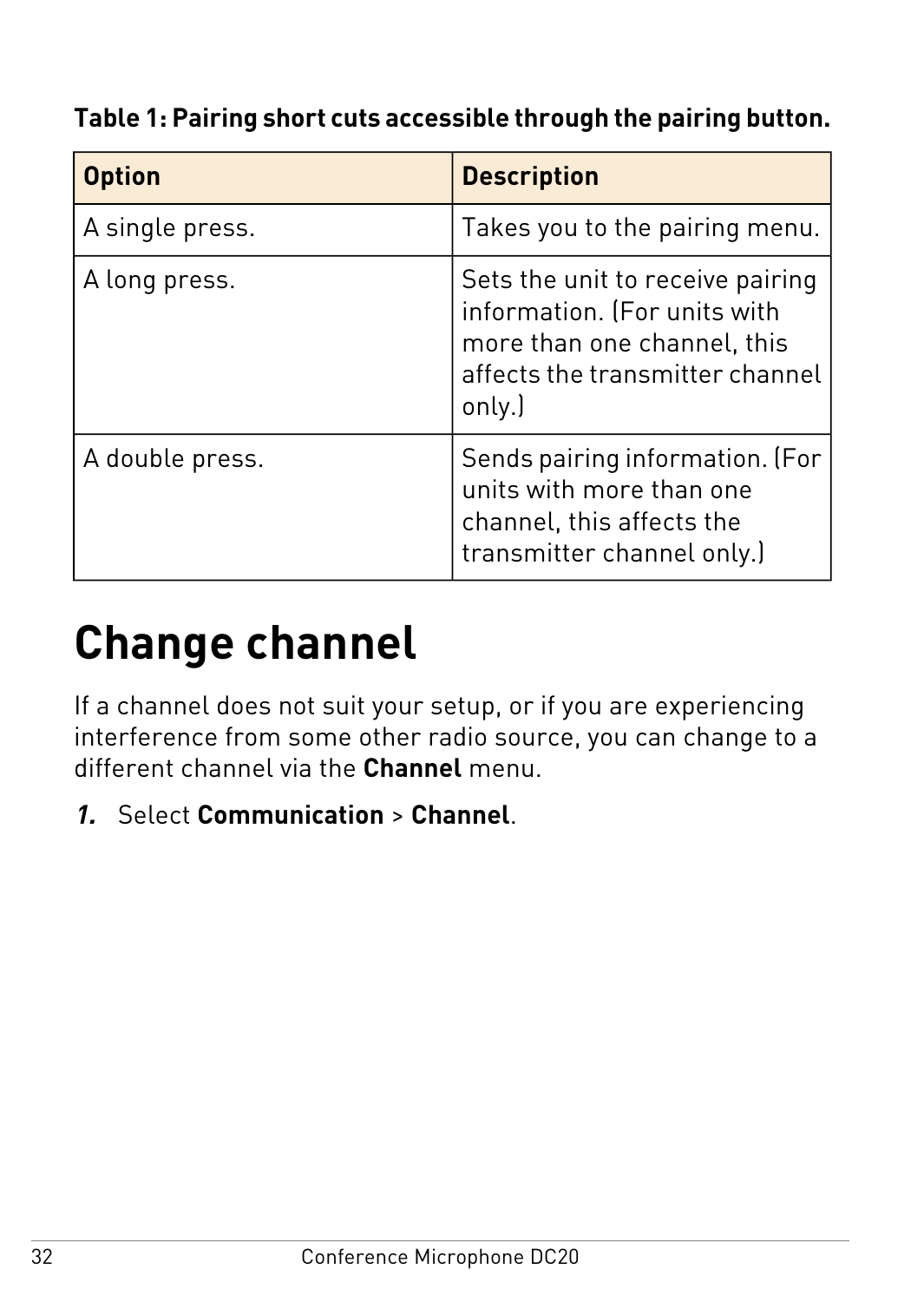**Table 1: Pairing short cuts accessible through the pairing button.**

| Option | Description |
| --- | --- |
| A single press. | Takes you to the pairing menu. |
| A long press. | Sets the unit to receive pairing information. (For units with more than one channel, this affects the transmitter channel only.) |
| A double press. | Sends pairing information. (For units with more than one channel, this affects the transmitter channel only.) |

# Change channel

If a channel does not suit your setup, or if you are experiencing interference from some other radio source, you can change to a different channel via the **Channel** menu.

1. Select **Communication** > **Channel**.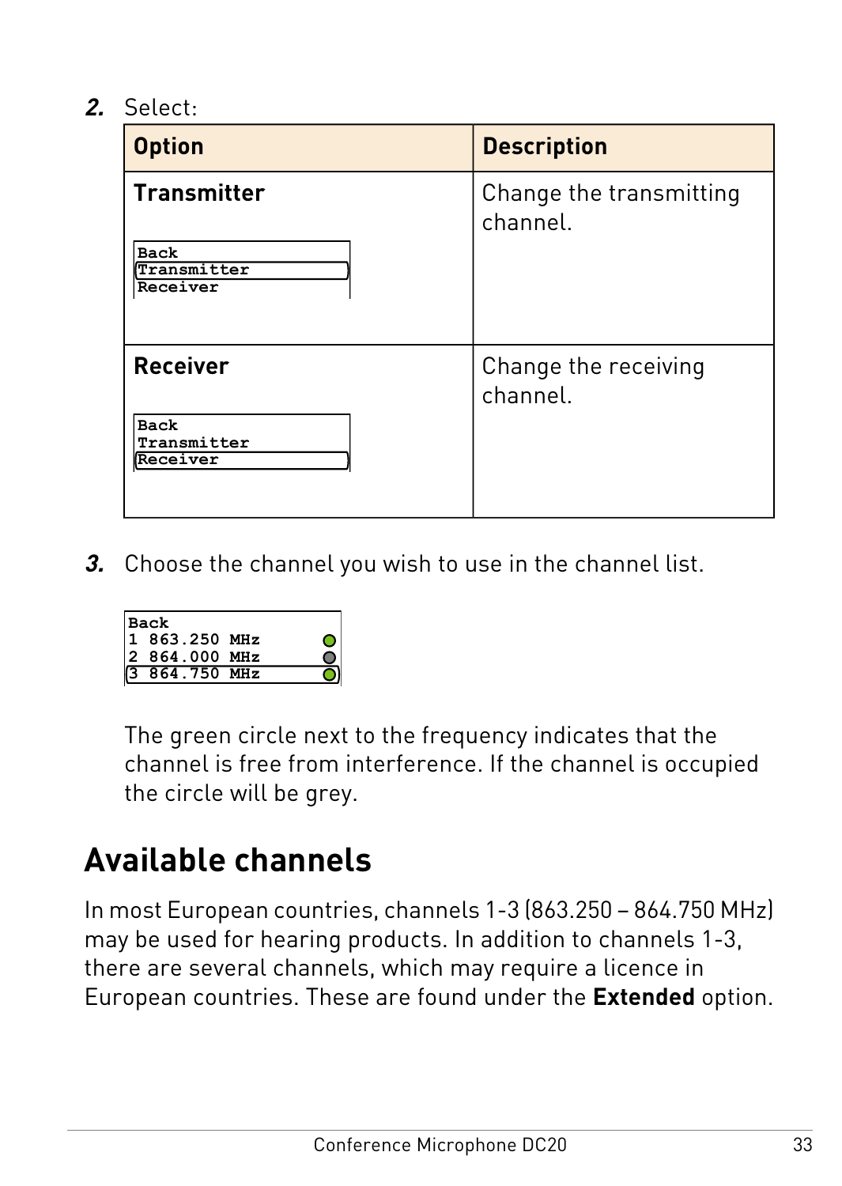2. Select:

| Option | Description |
| --- | --- |
| **Transmitter**<br><br>Back<br>Transmitter<br>Receiver | Change the transmitting channel. |
| **Receiver**<br><br>Back<br>Transmitter<br>Receiver | Change the receiving channel. |

3. Choose the channel you wish to use in the channel list.

```
Back
1 863.250 MHz
2 864.000 MHz
3 864.750 MHz
```

The green circle next to the frequency indicates that the channel is free from interference. If the channel is occupied the circle will be grey.

## Available channels

In most European countries, channels 1-3 (863.250 – 864.750 MHz) may be used for hearing products. In addition to channels 1-3, there are several channels, which may require a licence in European countries. These are found under the **Extended** option.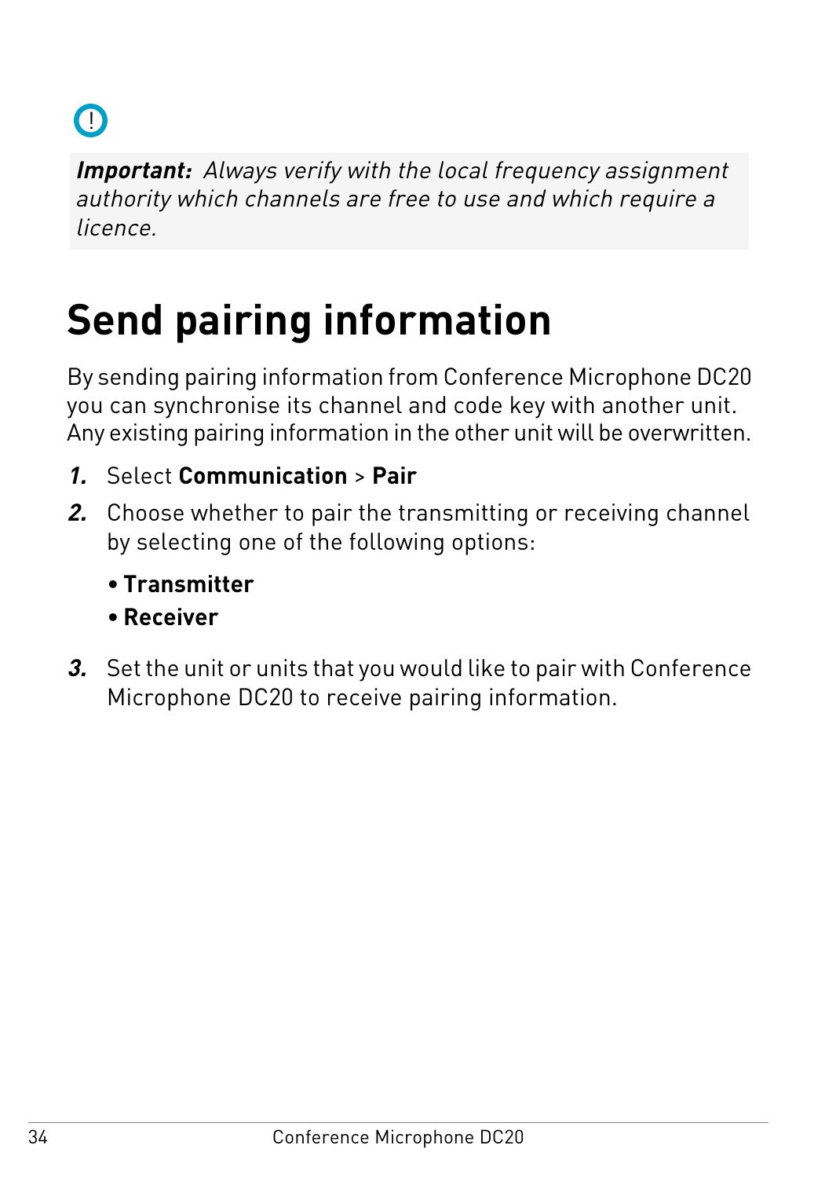***Important:*** *Always verify with the local frequency assignment authority which channels are free to use and which require a licence.*

# Send pairing information

By sending pairing information from Conference Microphone DC20 you can synchronise its channel and code key with another unit. Any existing pairing information in the other unit will be overwritten.

1. Select **Communication** > **Pair**
2. Choose whether to pair the transmitting or receiving channel by selecting one of the following options:
   - **Transmitter**
   - **Receiver**
3. Set the unit or units that you would like to pair with Conference Microphone DC20 to receive pairing information.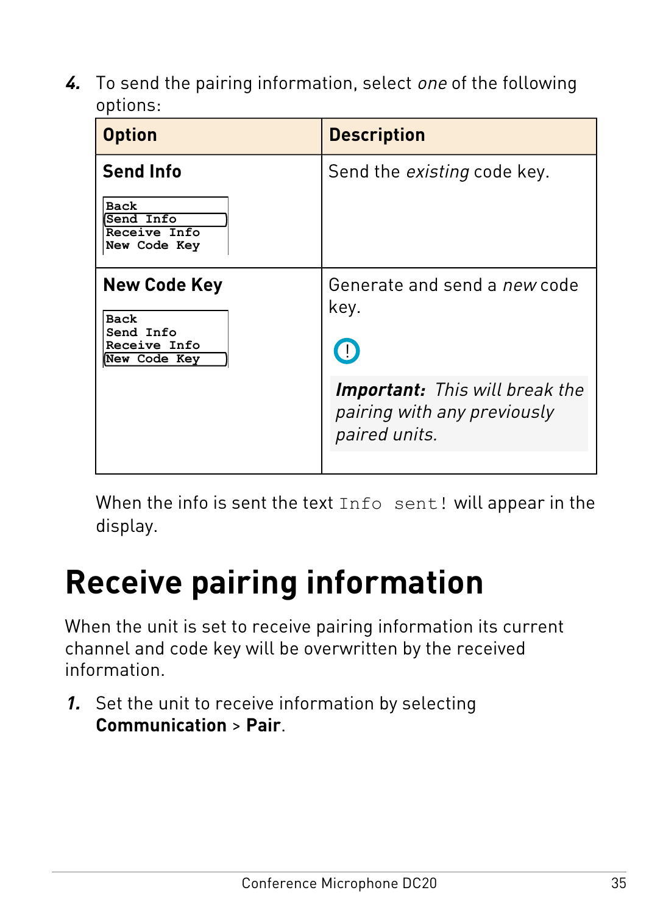4. To send the pairing information, select *one* of the following options:

| Option | Description |
| --- | --- |
| **Send Info**<br>`Back`<br>`Send Info`<br>`Receive Info`<br>`New Code Key` | Send the *existing* code key. |
| **New Code Key**<br>`Back`<br>`Send Info`<br>`Receive Info`<br>`New Code Key` | Generate and send a *new* code key.<br><br>***Important:*** *This will break the pairing with any previously paired units.* |

When the info is sent the text `Info sent!` will appear in the display.

# Receive pairing information

When the unit is set to receive pairing information its current channel and code key will be overwritten by the received information.

1. Set the unit to receive information by selecting **Communication** > **Pair**.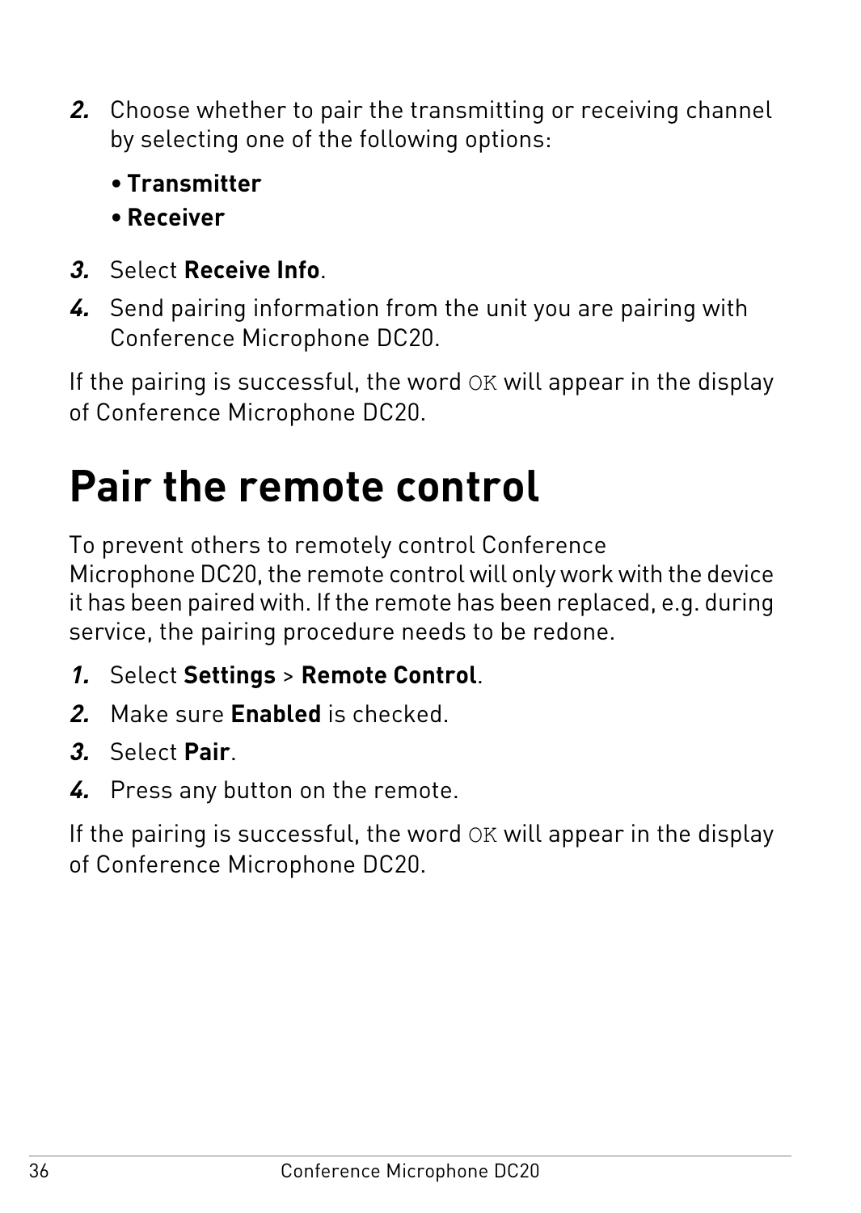2. Choose whether to pair the transmitting or receiving channel by selecting one of the following options:

   - **Transmitter**
   - **Receiver**

3. Select **Receive Info**.
4. Send pairing information from the unit you are pairing with Conference Microphone DC20.

If the pairing is successful, the word `OK` will appear in the display of Conference Microphone DC20.

# Pair the remote control

To prevent others to remotely control Conference Microphone DC20, the remote control will only work with the device it has been paired with. If the remote has been replaced, e.g. during service, the pairing procedure needs to be redone.

1. Select **Settings** > **Remote Control**.
2. Make sure **Enabled** is checked.
3. Select **Pair**.
4. Press any button on the remote.

If the pairing is successful, the word `OK` will appear in the display of Conference Microphone DC20.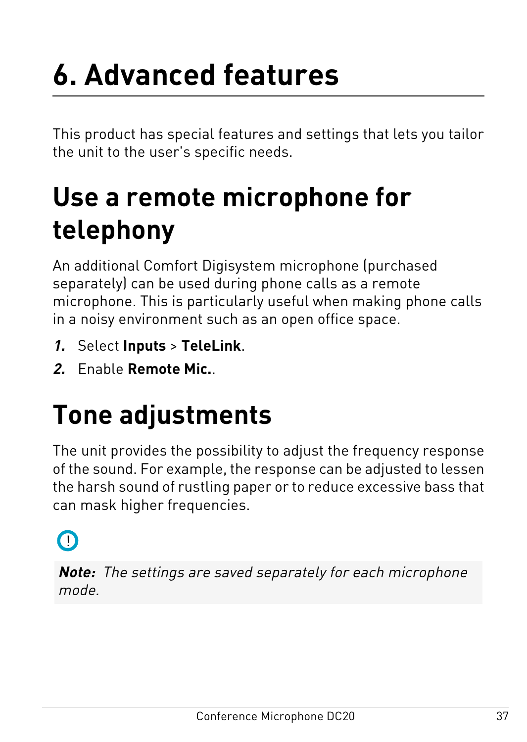# 6. Advanced features

This product has special features and settings that lets you tailor the unit to the user's specific needs.

## Use a remote microphone for telephony

An additional Comfort Digisystem microphone (purchased separately) can be used during phone calls as a remote microphone. This is particularly useful when making phone calls in a noisy environment such as an open office space.

1. Select **Inputs** > **TeleLink**.
2. Enable **Remote Mic.**.

## Tone adjustments

The unit provides the possibility to adjust the frequency response of the sound. For example, the response can be adjusted to lessen the harsh sound of rustling paper or to reduce excessive bass that can mask higher frequencies.

> ***Note:*** *The settings are saved separately for each microphone mode.*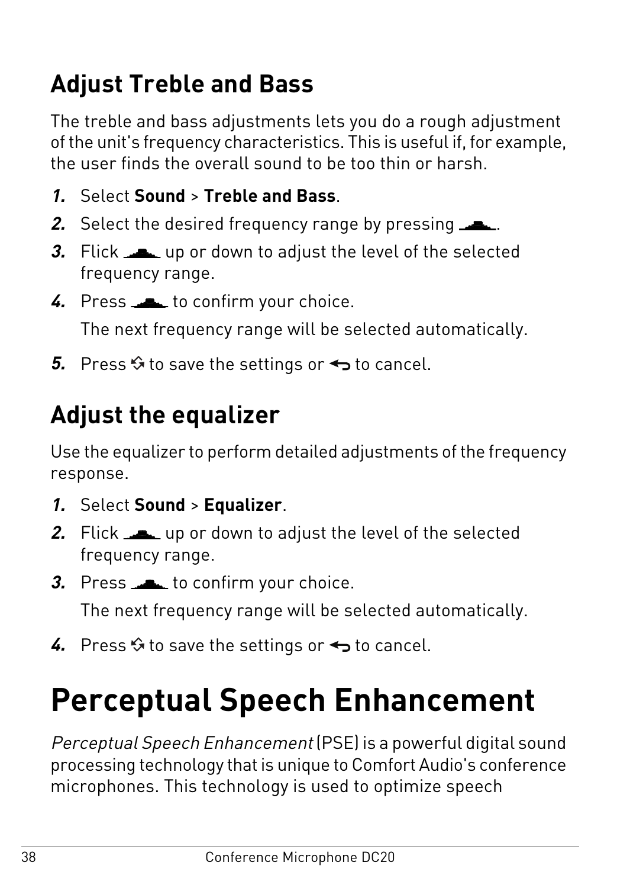## Adjust Treble and Bass

The treble and bass adjustments lets you do a rough adjustment of the unit's frequency characteristics. This is useful if, for example, the user finds the overall sound to be too thin or harsh.

1. Select **Sound** > **Treble and Bass**.
2. Select the desired frequency range by pressing .
3. Flick  up or down to adjust the level of the selected frequency range.
4. Press  to confirm your choice.

   The next frequency range will be selected automatically.

5. Press  to save the settings or  to cancel.

## Adjust the equalizer

Use the equalizer to perform detailed adjustments of the frequency response.

1. Select **Sound** > **Equalizer**.
2. Flick  up or down to adjust the level of the selected frequency range.
3. Press  to confirm your choice.

   The next frequency range will be selected automatically.

4. Press  to save the settings or  to cancel.

# Perceptual Speech Enhancement

*Perceptual Speech Enhancement* (PSE) is a powerful digital sound processing technology that is unique to Comfort Audio's conference microphones. This technology is used to optimize speech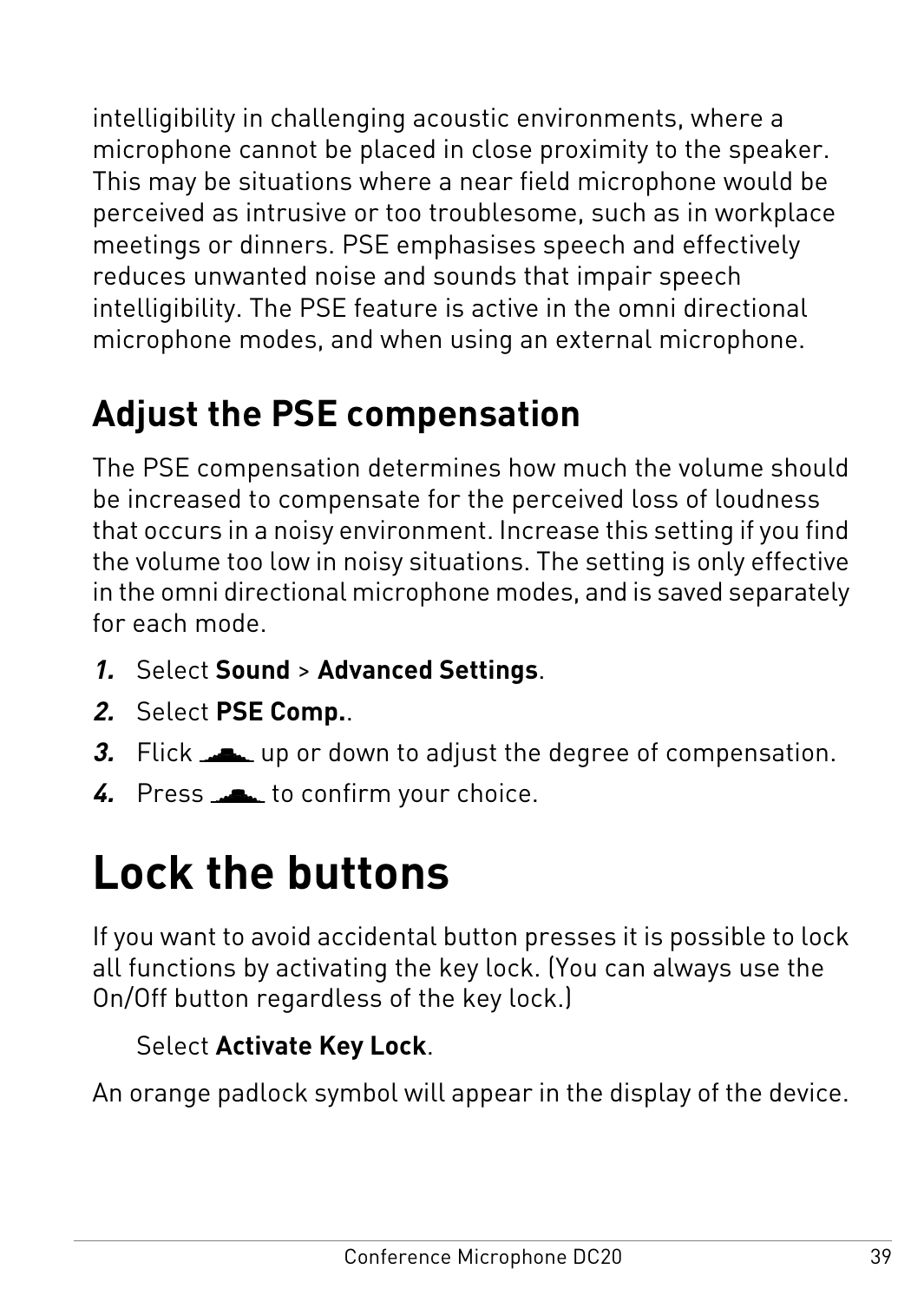intelligibility in challenging acoustic environments, where a microphone cannot be placed in close proximity to the speaker. This may be situations where a near field microphone would be perceived as intrusive or too troublesome, such as in workplace meetings or dinners. PSE emphasises speech and effectively reduces unwanted noise and sounds that impair speech intelligibility. The PSE feature is active in the omni directional microphone modes, and when using an external microphone.

## Adjust the PSE compensation

The PSE compensation determines how much the volume should be increased to compensate for the perceived loss of loudness that occurs in a noisy environment. Increase this setting if you find the volume too low in noisy situations. The setting is only effective in the omni directional microphone modes, and is saved separately for each mode.

1. Select **Sound** > **Advanced Settings**.
2. Select **PSE Comp.**.
3. Flick up or down to adjust the degree of compensation.
4. Press to confirm your choice.

# Lock the buttons

If you want to avoid accidental button presses it is possible to lock all functions by activating the key lock. (You can always use the On/Off button regardless of the key lock.)

Select **Activate Key Lock**.

An orange padlock symbol will appear in the display of the device.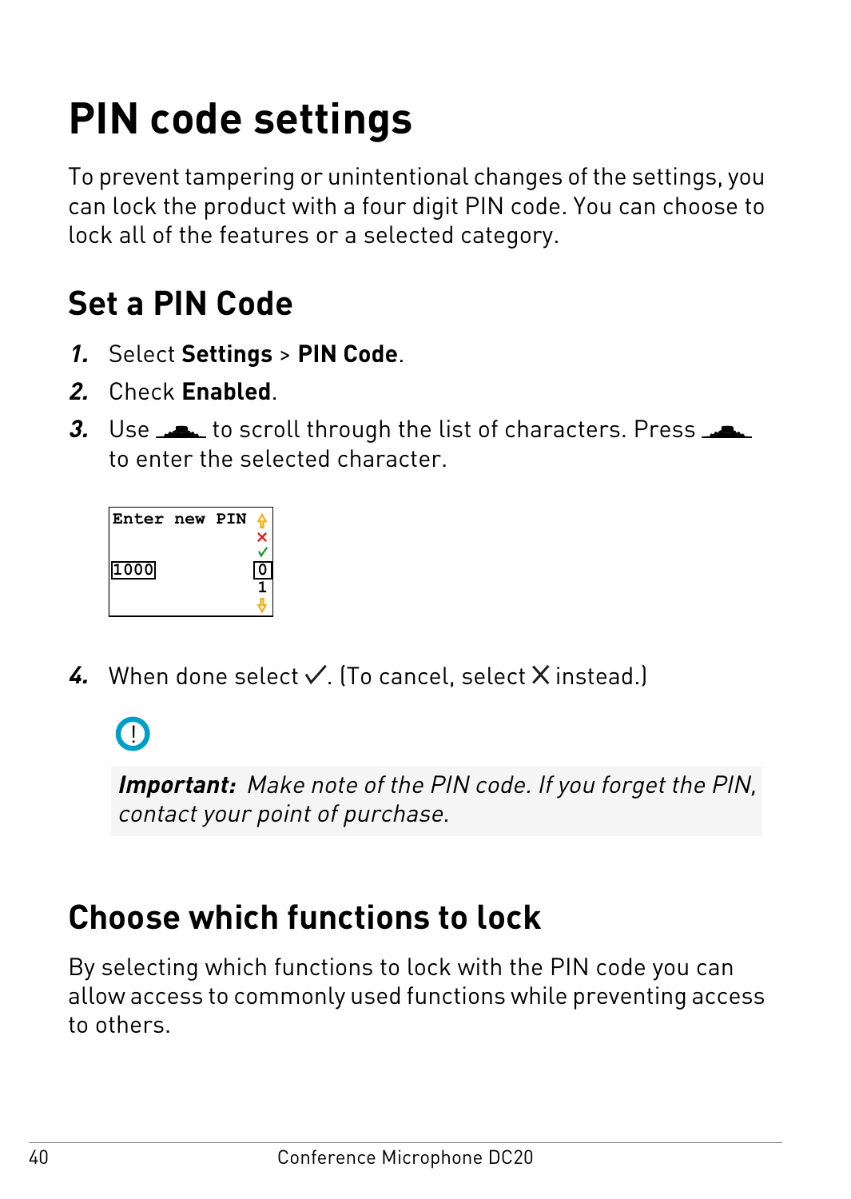# PIN code settings

To prevent tampering or unintentional changes of the settings, you can lock the product with a four digit PIN code. You can choose to lock all of the features or a selected category.

## Set a PIN Code

1. Select **Settings** > **PIN Code**.
2. Check **Enabled**.
3. Use to scroll through the list of characters. Press to enter the selected character.

```
Enter new PIN  ⇧
               ✕
               ✓
1000           0
               1
               ⇩
```

4. When done select ✓. (To cancel, select ✕ instead.)

*Important: Make note of the PIN code. If you forget the PIN, contact your point of purchase.*

## Choose which functions to lock

By selecting which functions to lock with the PIN code you can allow access to commonly used functions while preventing access to others.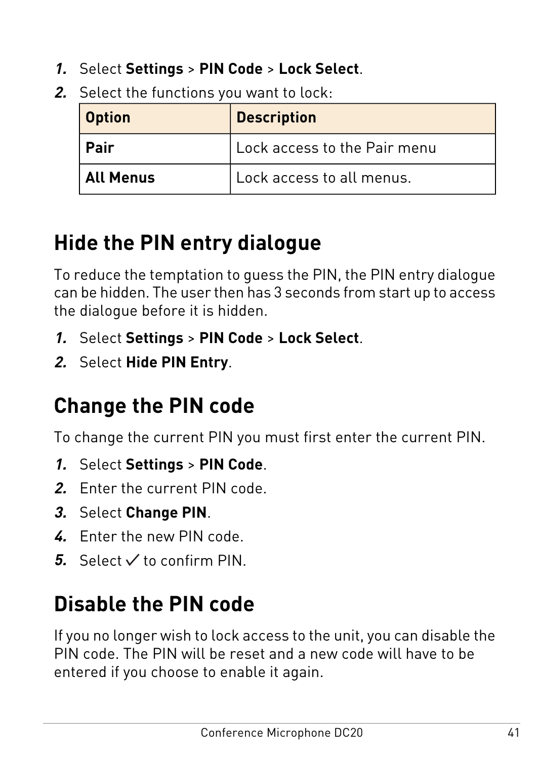1. Select **Settings** > **PIN Code** > **Lock Select**.
2. Select the functions you want to lock:

| Option | Description |
|---|---|
| **Pair** | Lock access to the Pair menu |
| **All Menus** | Lock access to all menus. |

## Hide the PIN entry dialogue

To reduce the temptation to guess the PIN, the PIN entry dialogue can be hidden. The user then has 3 seconds from start up to access the dialogue before it is hidden.

1. Select **Settings** > **PIN Code** > **Lock Select**.
2. Select **Hide PIN Entry**.

## Change the PIN code

To change the current PIN you must first enter the current PIN.

1. Select **Settings** > **PIN Code**.
2. Enter the current PIN code.
3. Select **Change PIN**.
4. Enter the new PIN code.
5. Select ✓ to confirm PIN.

## Disable the PIN code

If you no longer wish to lock access to the unit, you can disable the PIN code. The PIN will be reset and a new code will have to be entered if you choose to enable it again.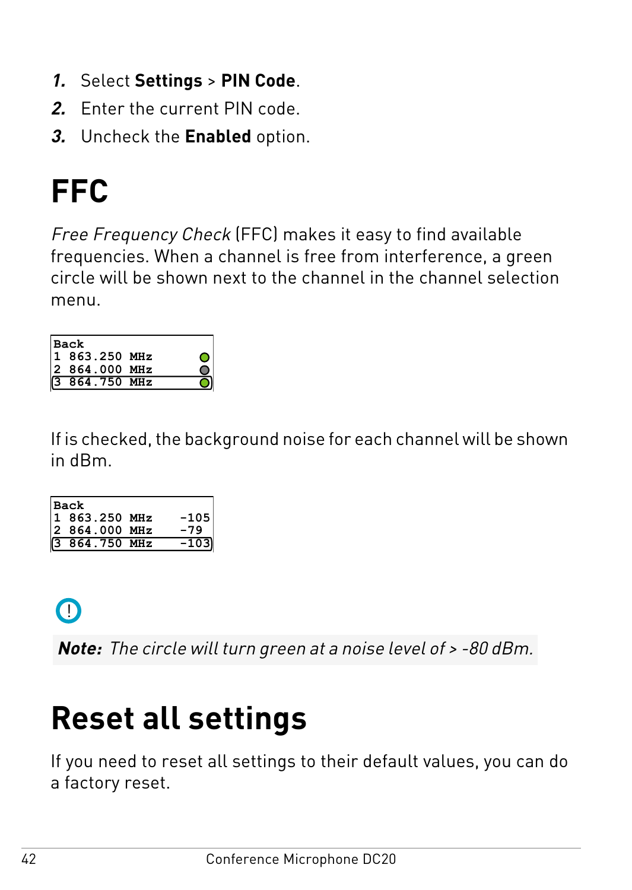1. Select **Settings** > **PIN Code**.
2. Enter the current PIN code.
3. Uncheck the **Enabled** option.

# FFC

*Free Frequency Check* (FFC) makes it easy to find available frequencies. When a channel is free from interference, a green circle will be shown next to the channel in the channel selection menu.

```
Back
1 863.250 MHz        ●
2 864.000 MHz        ●
3 864.750 MHz        ●
```

If is checked, the background noise for each channel will be shown in dBm.

```
Back
1 863.250 MHz    -105
2 864.000 MHz    -79
3 864.750 MHz    -103
```

**Note:** *The circle will turn green at a noise level of > -80 dBm.*

# Reset all settings

If you need to reset all settings to their default values, you can do a factory reset.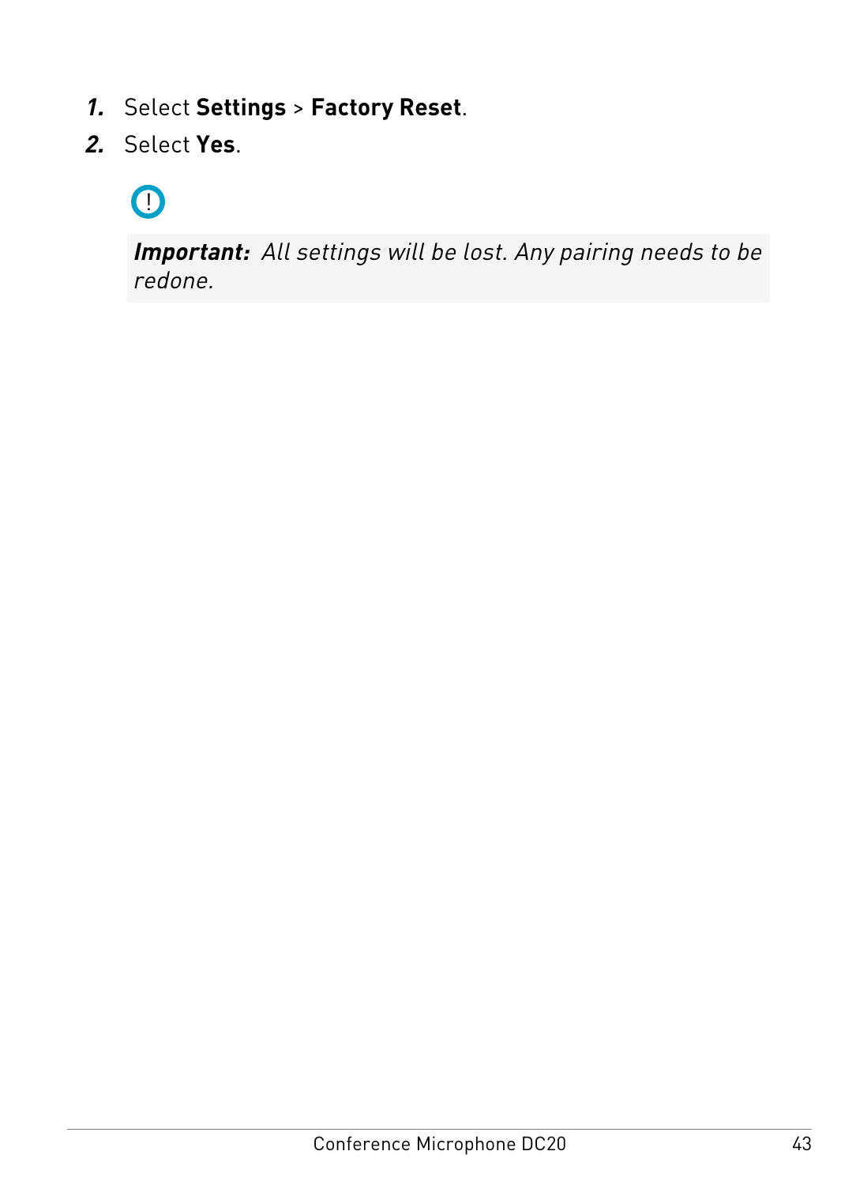1. Select **Settings** > **Factory Reset**.
2. Select **Yes**.

> ***Important:*** *All settings will be lost. Any pairing needs to be redone.*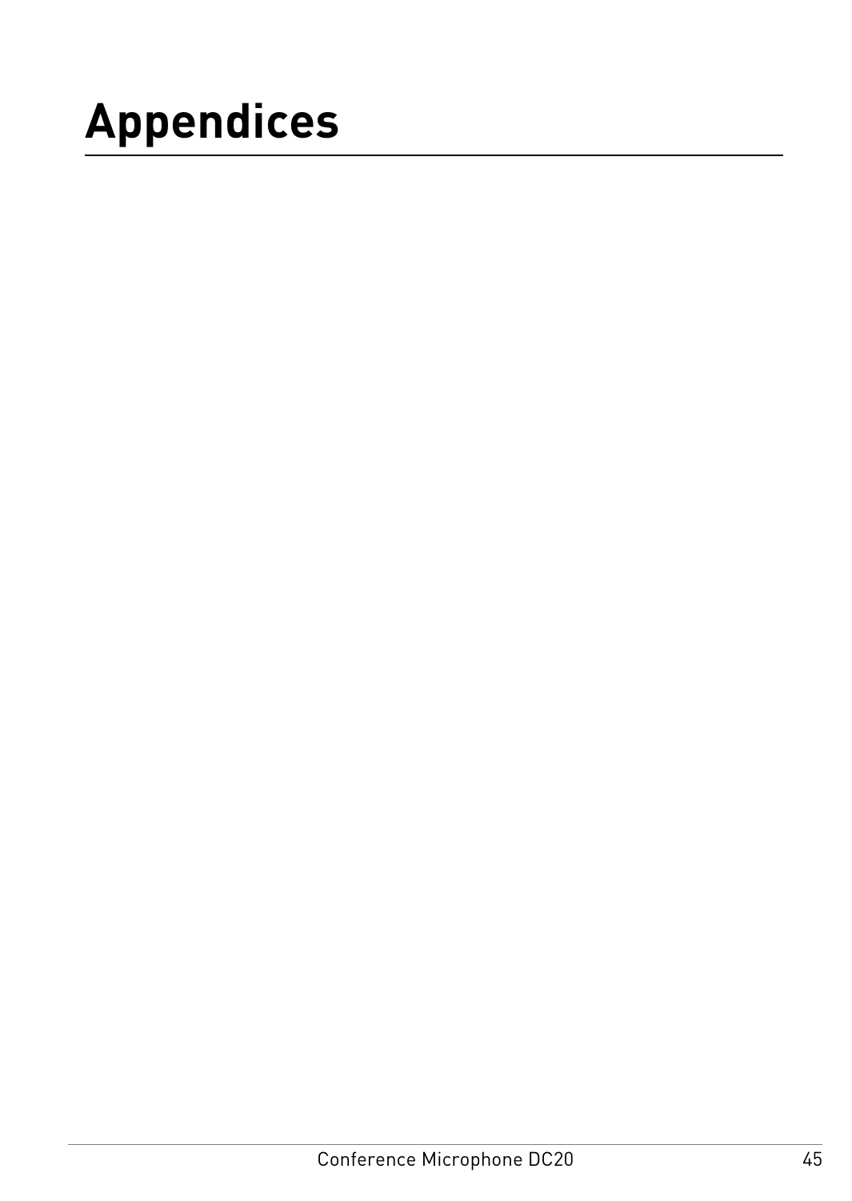# Appendices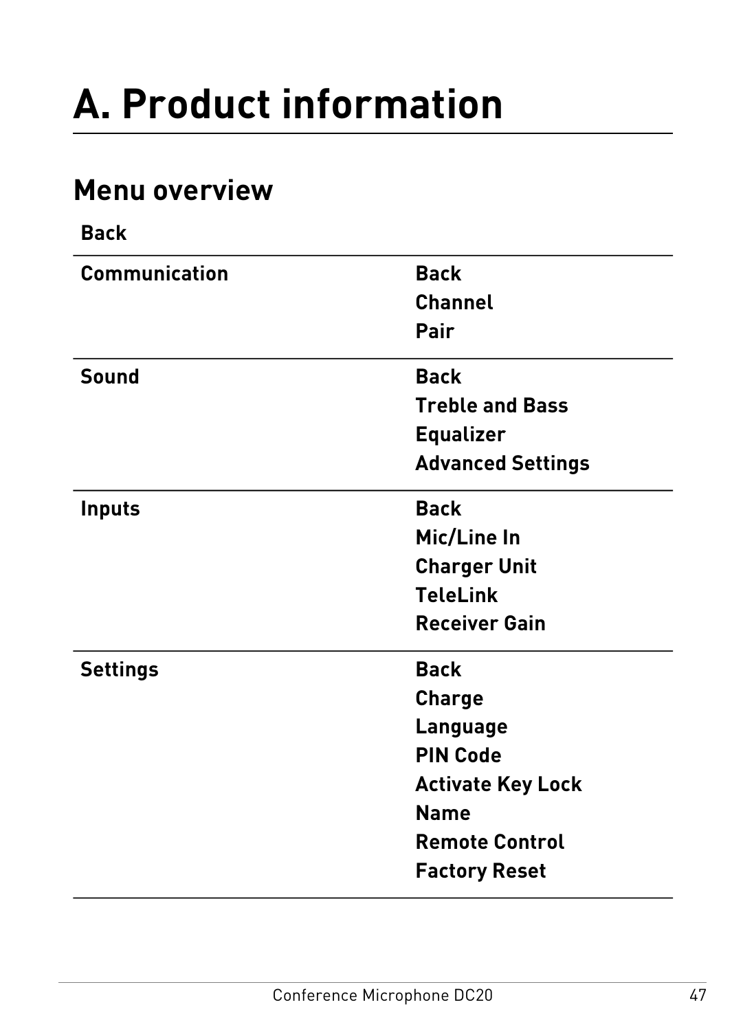# A. Product information

## Menu overview

**Back**

| | |
|---|---|
| **Communication** | **Back**<br>**Channel**<br>**Pair** |
| **Sound** | **Back**<br>**Treble and Bass**<br>**Equalizer**<br>**Advanced Settings** |
| **Inputs** | **Back**<br>**Mic/Line In**<br>**Charger Unit**<br>**TeleLink**<br>**Receiver Gain** |
| **Settings** | **Back**<br>**Charge**<br>**Language**<br>**PIN Code**<br>**Activate Key Lock**<br>**Name**<br>**Remote Control**<br>**Factory Reset** |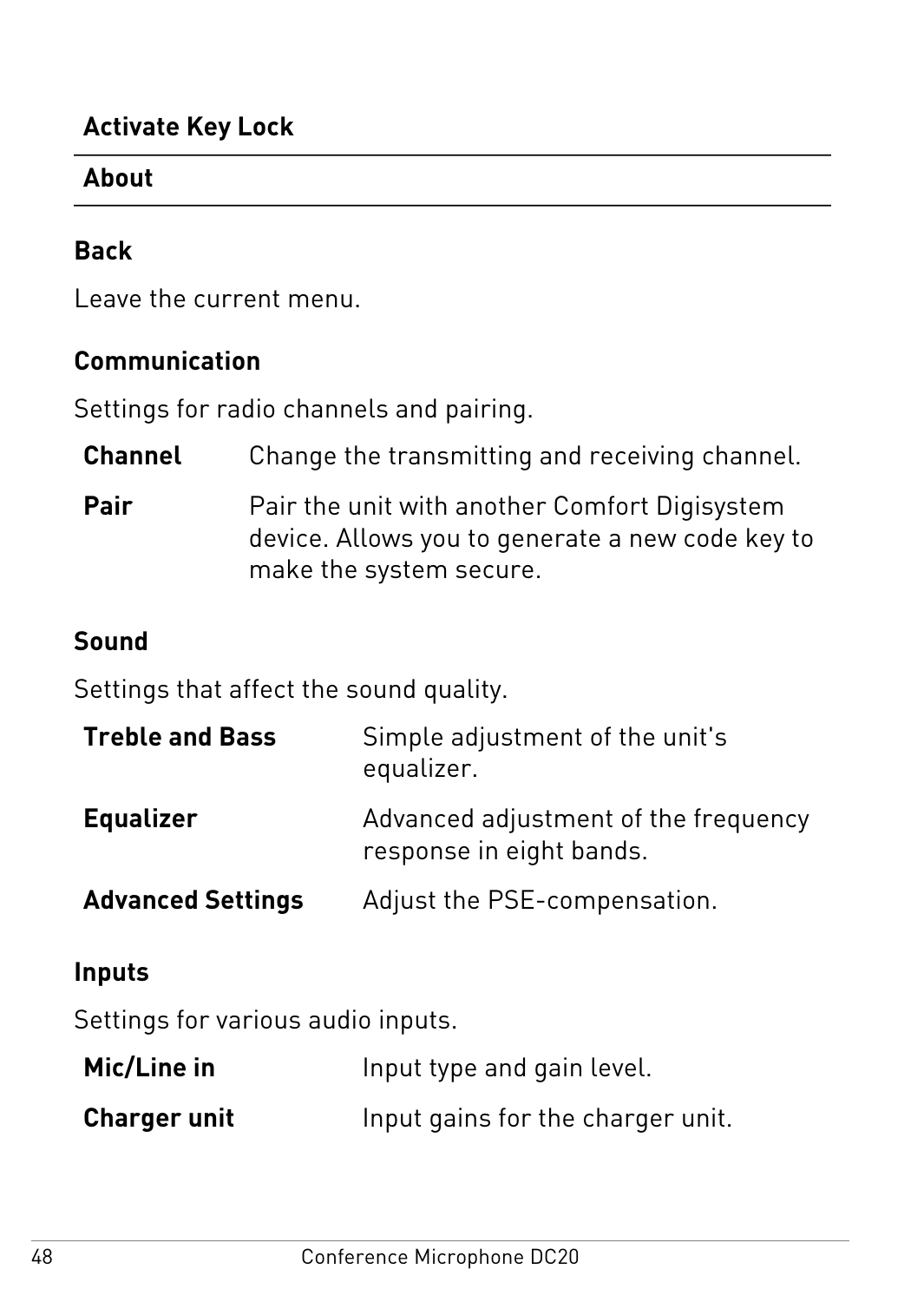| **Activate Key Lock** |
|---|
| **About** |

**Back**

Leave the current menu.

**Communication**

Settings for radio channels and pairing.

| | |
|---|---|
| **Channel** | Change the transmitting and receiving channel. |
| **Pair** | Pair the unit with another Comfort Digisystem device. Allows you to generate a new code key to make the system secure. |

**Sound**

Settings that affect the sound quality.

| | |
|---|---|
| **Treble and Bass** | Simple adjustment of the unit's equalizer. |
| **Equalizer** | Advanced adjustment of the frequency response in eight bands. |
| **Advanced Settings** | Adjust the PSE-compensation. |

**Inputs**

Settings for various audio inputs.

| | |
|---|---|
| **Mic/Line in** | Input type and gain level. |
| **Charger unit** | Input gains for the charger unit. |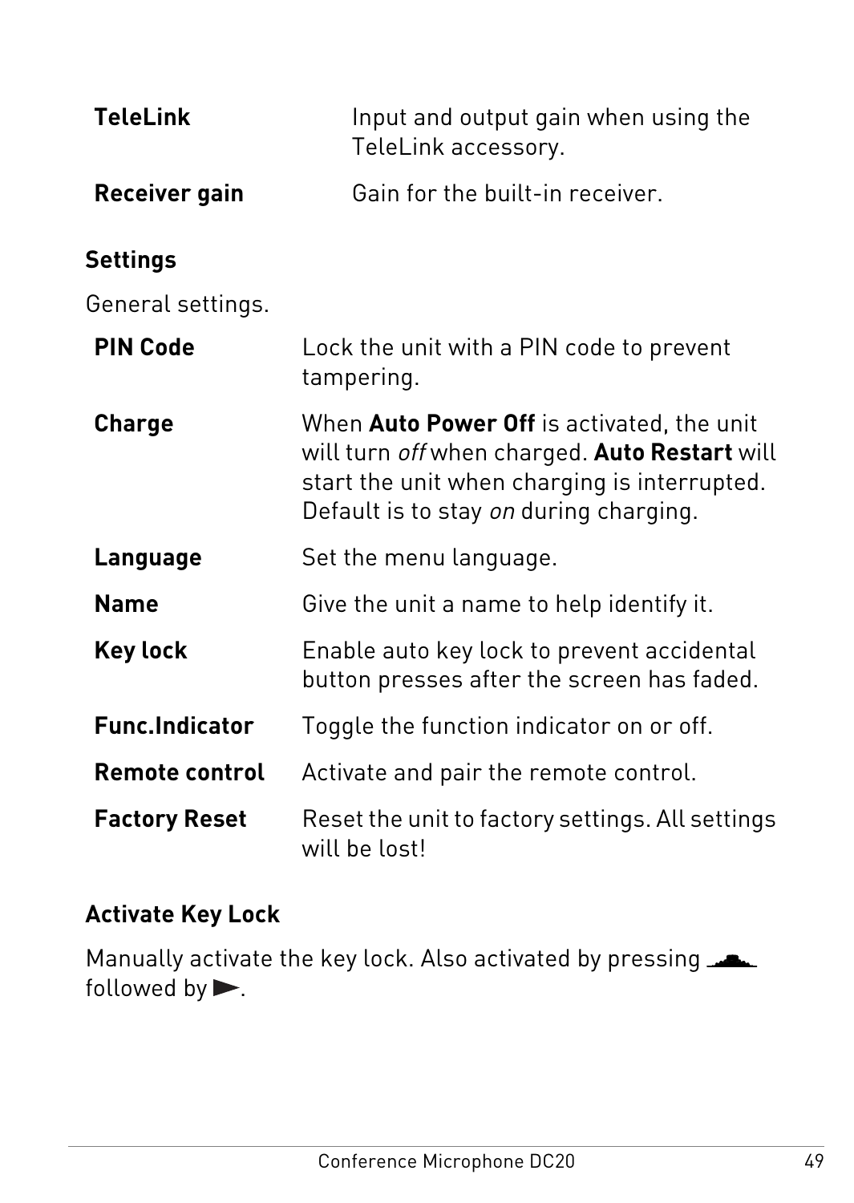| | |
|---|---|
| **TeleLink** | Input and output gain when using the TeleLink accessory. |
| **Receiver gain** | Gain for the built-in receiver. |

### Settings

General settings.

| | |
|---|---|
| **PIN Code** | Lock the unit with a PIN code to prevent tampering. |
| **Charge** | When **Auto Power Off** is activated, the unit will turn *off* when charged. **Auto Restart** will start the unit when charging is interrupted. Default is to stay *on* during charging. |
| **Language** | Set the menu language. |
| **Name** | Give the unit a name to help identify it. |
| **Key lock** | Enable auto key lock to prevent accidental button presses after the screen has faded. |
| **Func.Indicator** | Toggle the function indicator on or off. |
| **Remote control** | Activate and pair the remote control. |
| **Factory Reset** | Reset the unit to factory settings. All settings will be lost! |

### Activate Key Lock

Manually activate the key lock. Also activated by pressing ▁▂▃ followed by ▶.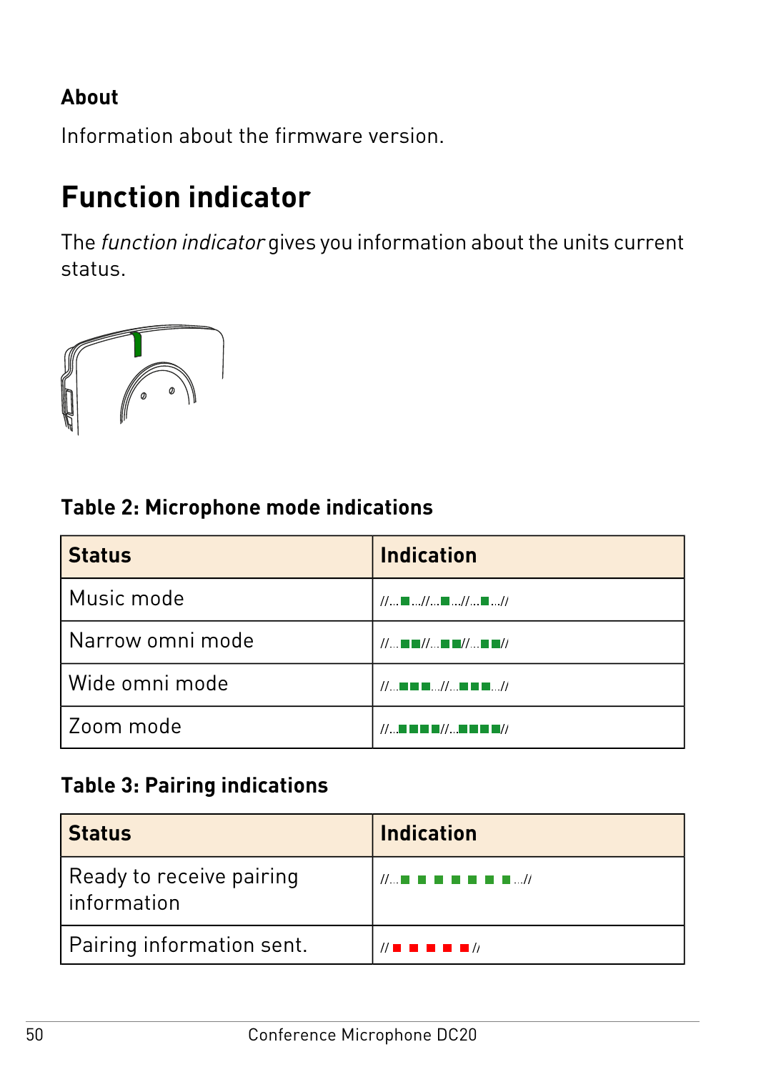**About**

Information about the firmware version.

# Function indicator

The *function indicator* gives you information about the units current status.

**Table 2: Microphone mode indications**

| Status | Indication |
|---|---|
| Music mode | //...■...//...■...//...■...// |
| Narrow omni mode | //...■■//...■■//...■■// |
| Wide omni mode | //...■■■...//...■■■...// |
| Zoom mode | //...■■■■//...■■■■// |

**Table 3: Pairing indications**

| Status | Indication |
|---|---|
| Ready to receive pairing information | //...■ ■ ■ ■ ■ ■ ■ ...// |
| Pairing information sent. | // ■ ■ ■ ■ ■ // |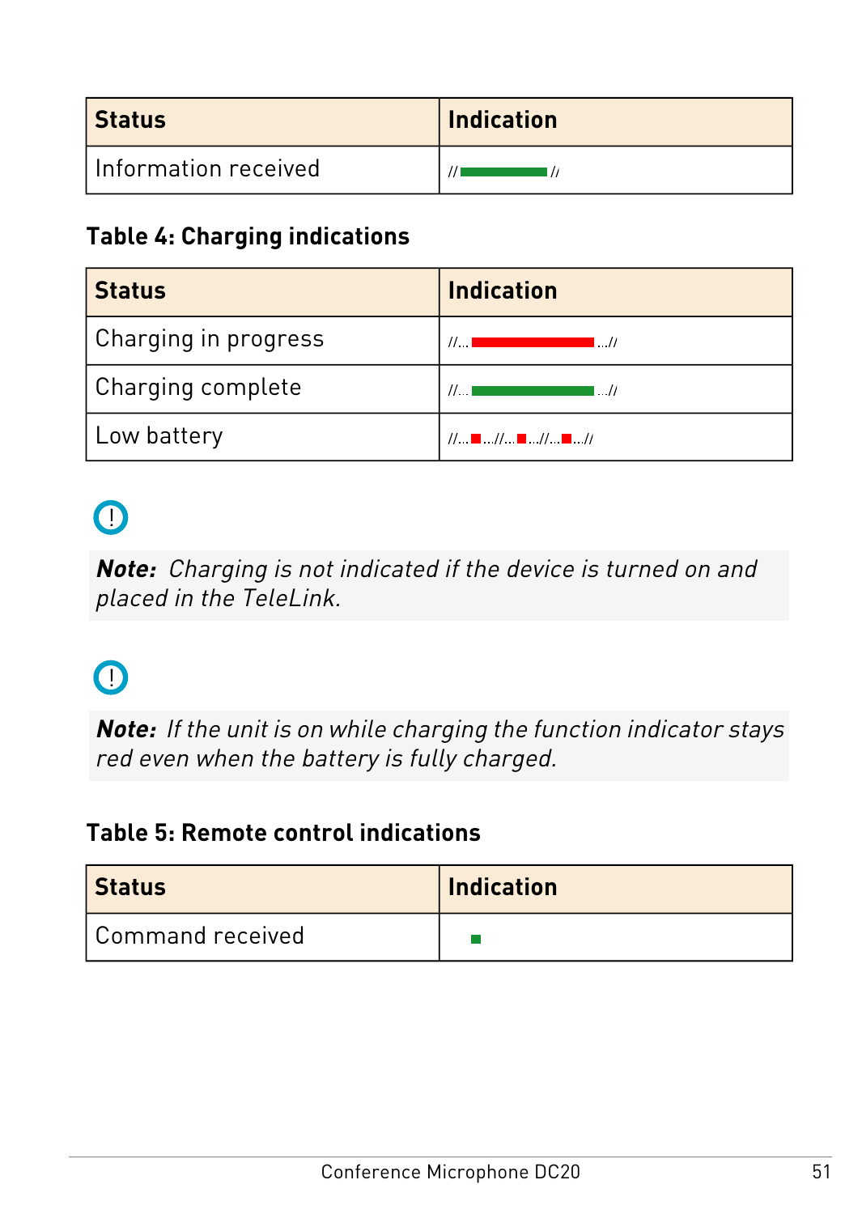| Status | Indication |
|---|---|
| Information received | // ▬▬▬ (green) // |

**Table 4: Charging indications**

| Status | Indication |
|---|---|
| Charging in progress | //... ▬▬▬ (red) ...// |
| Charging complete | //... ▬▬▬ (green) ...// |
| Low battery | //... ■ (red) ...//... ■ (red) ...//... ■ (red) ...// |

**Note:** *Charging is not indicated if the device is turned on and placed in the TeleLink.*

**Note:** *If the unit is on while charging the function indicator stays red even when the battery is fully charged.*

**Table 5: Remote control indications**

| Status | Indication |
|---|---|
| Command received | ■ (green) |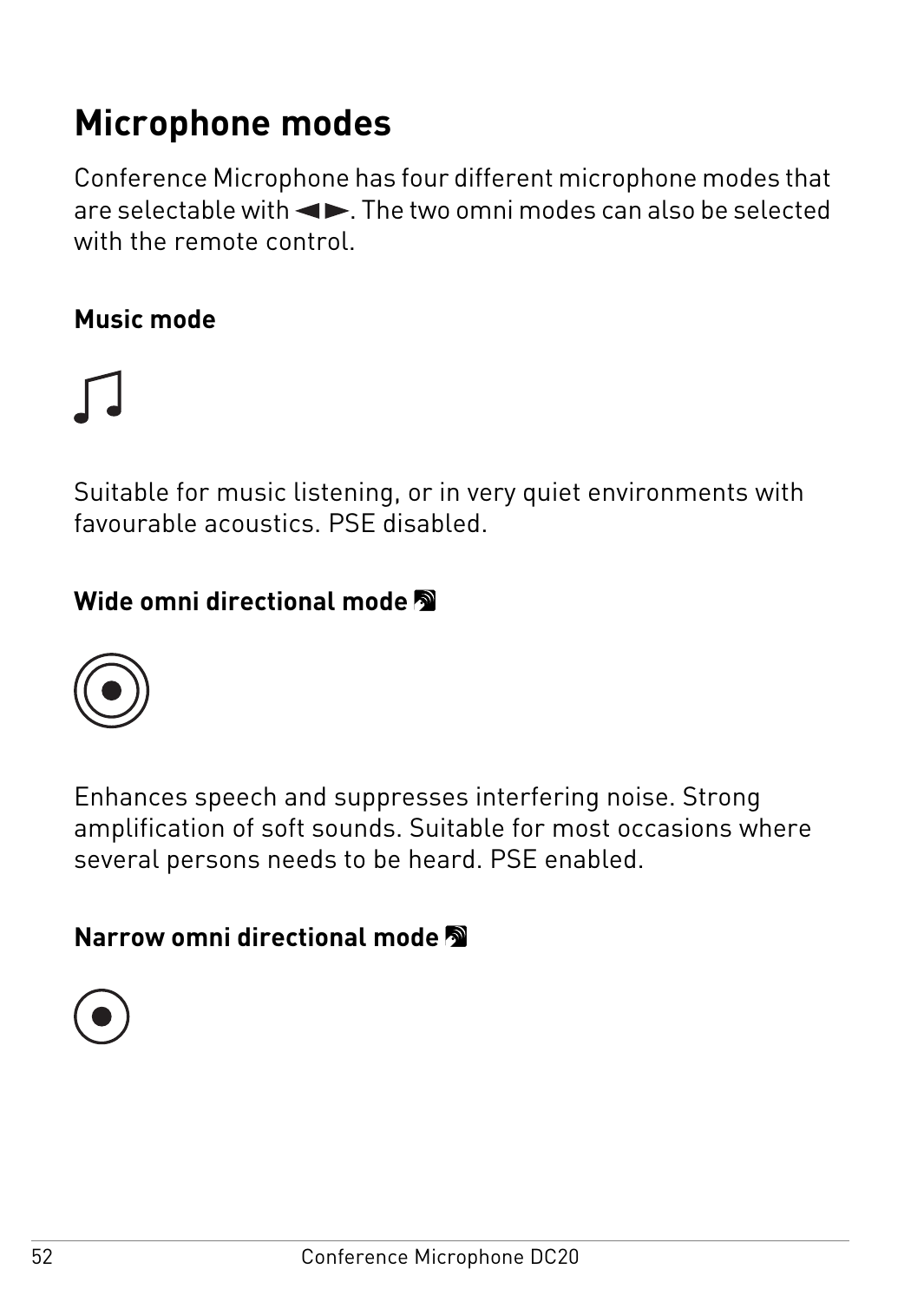# Microphone modes

Conference Microphone has four different microphone modes that are selectable with ◄►. The two omni modes can also be selected with the remote control.

## Music mode

Suitable for music listening, or in very quiet environments with favourable acoustics. PSE disabled.

## Wide omni directional mode

Enhances speech and suppresses interfering noise. Strong amplification of soft sounds. Suitable for most occasions where several persons needs to be heard. PSE enabled.

## Narrow omni directional mode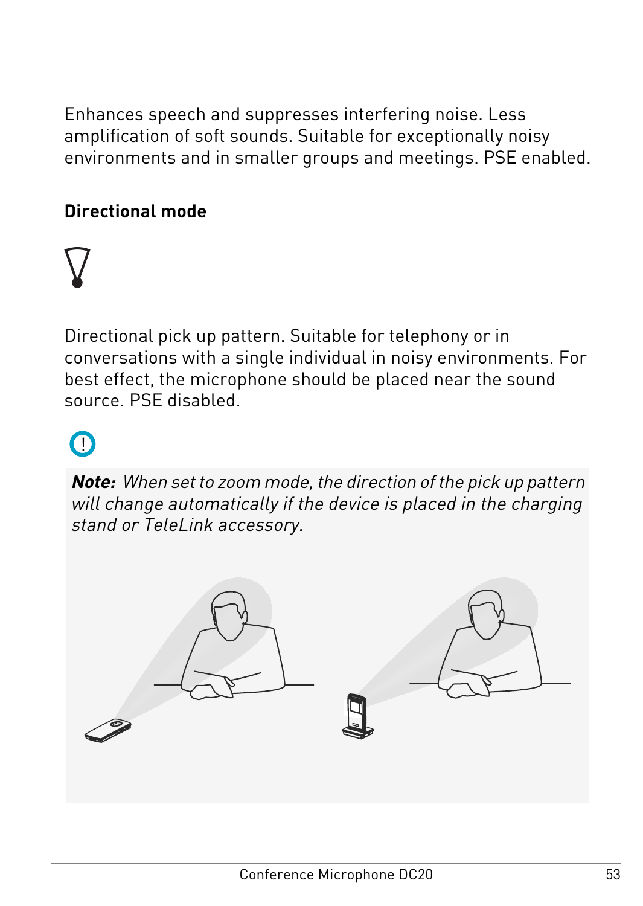Enhances speech and suppresses interfering noise. Less amplification of soft sounds. Suitable for exceptionally noisy environments and in smaller groups and meetings. PSE enabled.

### Directional mode

Directional pick up pattern. Suitable for telephony or in conversations with a single individual in noisy environments. For best effect, the microphone should be placed near the sound source. PSE disabled.

***Note:*** *When set to zoom mode, the direction of the pick up pattern will change automatically if the device is placed in the charging stand or TeleLink accessory.*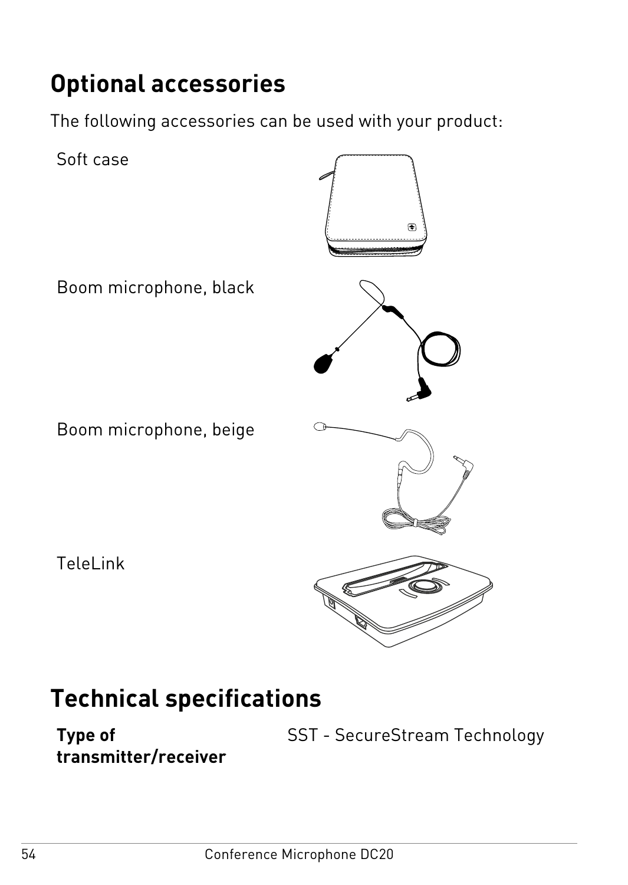# Optional accessories

The following accessories can be used with your product:

Soft case

Boom microphone, black

Boom microphone, beige

TeleLink

# Technical specifications

| | |
|---|---|
| **Type of transmitter/receiver** | SST - SecureStream Technology |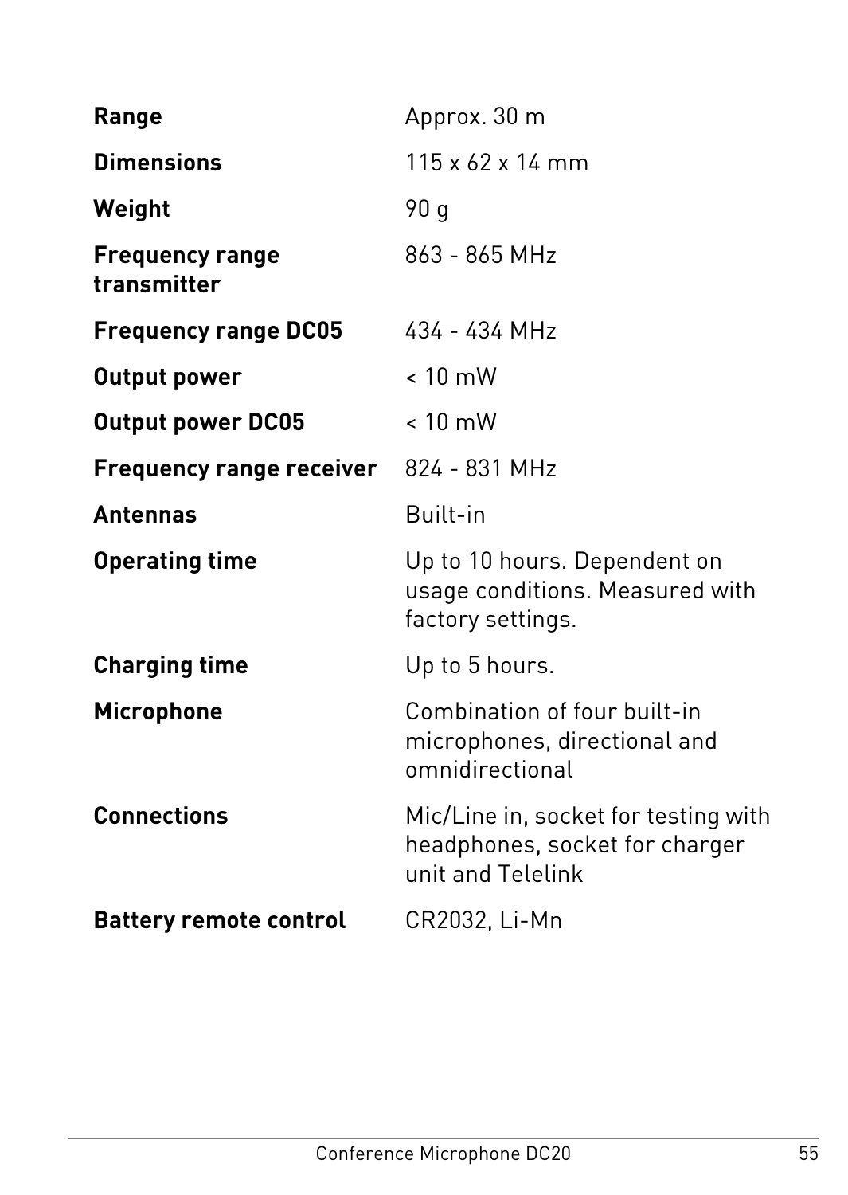| | |
|---|---|
| **Range** | Approx. 30 m |
| **Dimensions** | 115 x 62 x 14 mm |
| **Weight** | 90 g |
| **Frequency range transmitter** | 863 - 865 MHz |
| **Frequency range DC05** | 434 - 434 MHz |
| **Output power** | < 10 mW |
| **Output power DC05** | < 10 mW |
| **Frequency range receiver** | 824 - 831 MHz |
| **Antennas** | Built-in |
| **Operating time** | Up to 10 hours. Dependent on usage conditions. Measured with factory settings. |
| **Charging time** | Up to 5 hours. |
| **Microphone** | Combination of four built-in microphones, directional and omnidirectional |
| **Connections** | Mic/Line in, socket for testing with headphones, socket for charger unit and Telelink |
| **Battery remote control** | CR2032, Li-Mn |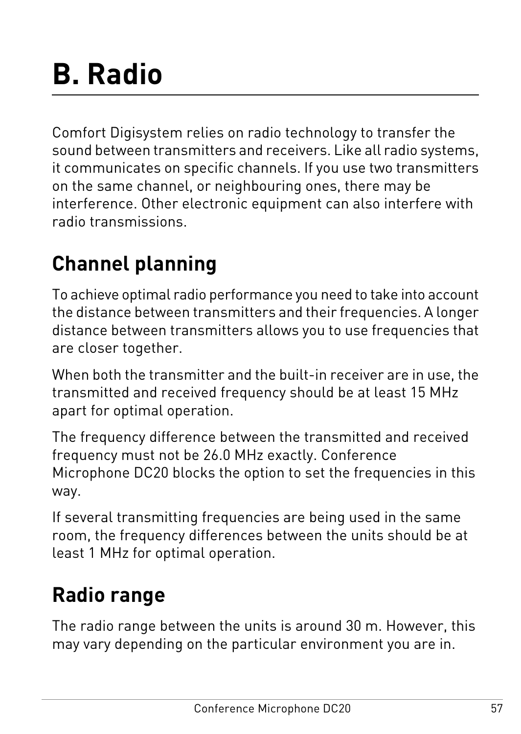# B. Radio

Comfort Digisystem relies on radio technology to transfer the sound between transmitters and receivers. Like all radio systems, it communicates on specific channels. If you use two transmitters on the same channel, or neighbouring ones, there may be interference. Other electronic equipment can also interfere with radio transmissions.

## Channel planning

To achieve optimal radio performance you need to take into account the distance between transmitters and their frequencies. A longer distance between transmitters allows you to use frequencies that are closer together.

When both the transmitter and the built-in receiver are in use, the transmitted and received frequency should be at least 15 MHz apart for optimal operation.

The frequency difference between the transmitted and received frequency must not be 26.0 MHz exactly. Conference Microphone DC20 blocks the option to set the frequencies in this way.

If several transmitting frequencies are being used in the same room, the frequency differences between the units should be at least 1 MHz for optimal operation.

## Radio range

The radio range between the units is around 30 m. However, this may vary depending on the particular environment you are in.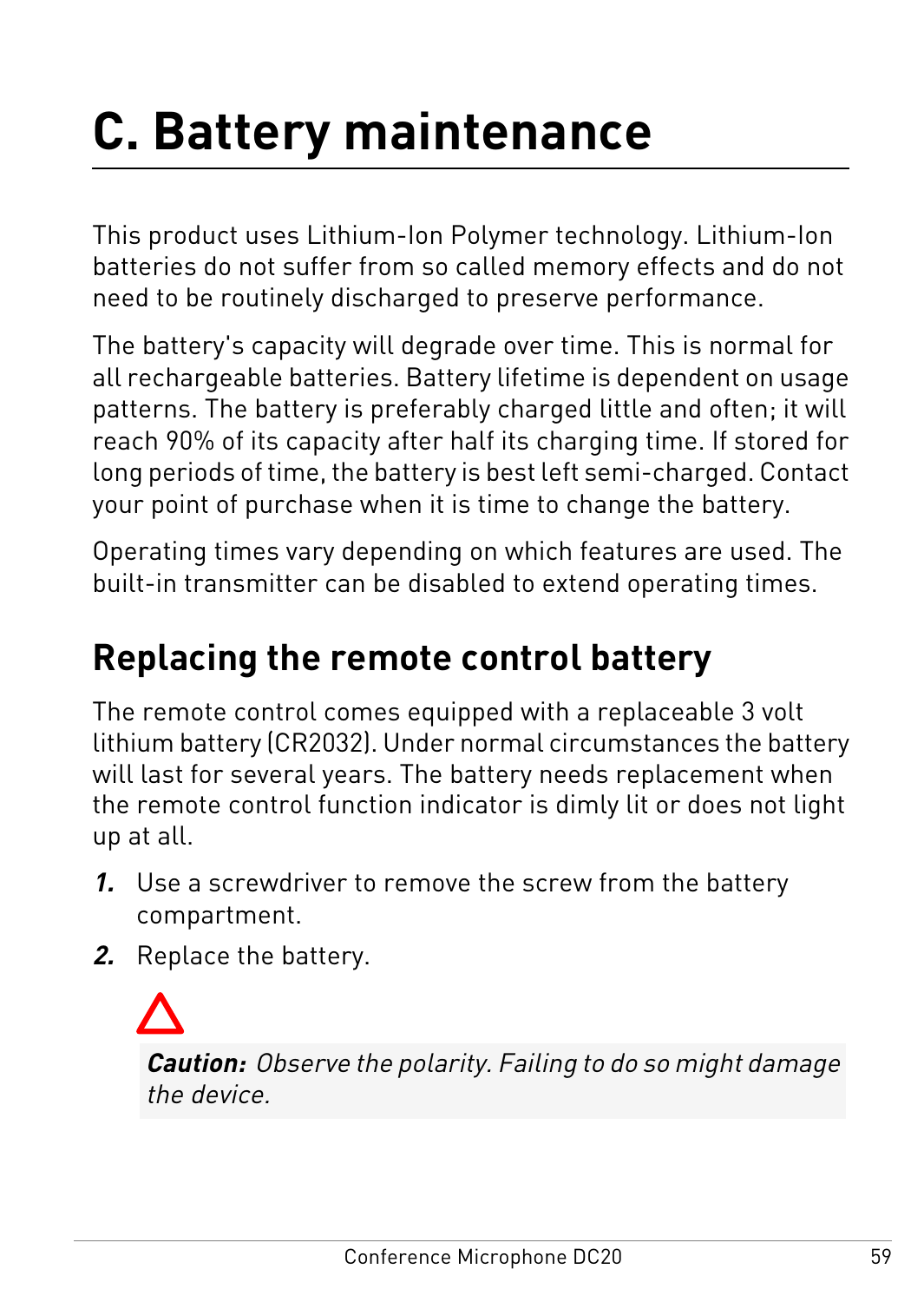# C. Battery maintenance

This product uses Lithium-Ion Polymer technology. Lithium-Ion batteries do not suffer from so called memory effects and do not need to be routinely discharged to preserve performance.

The battery's capacity will degrade over time. This is normal for all rechargeable batteries. Battery lifetime is dependent on usage patterns. The battery is preferably charged little and often; it will reach 90% of its capacity after half its charging time. If stored for long periods of time, the battery is best left semi-charged. Contact your point of purchase when it is time to change the battery.

Operating times vary depending on which features are used. The built-in transmitter can be disabled to extend operating times.

## Replacing the remote control battery

The remote control comes equipped with a replaceable 3 volt lithium battery (CR2032). Under normal circumstances the battery will last for several years. The battery needs replacement when the remote control function indicator is dimly lit or does not light up at all.

1. Use a screwdriver to remove the screw from the battery compartment.
2. Replace the battery.

> **Caution:** *Observe the polarity. Failing to do so might damage the device.*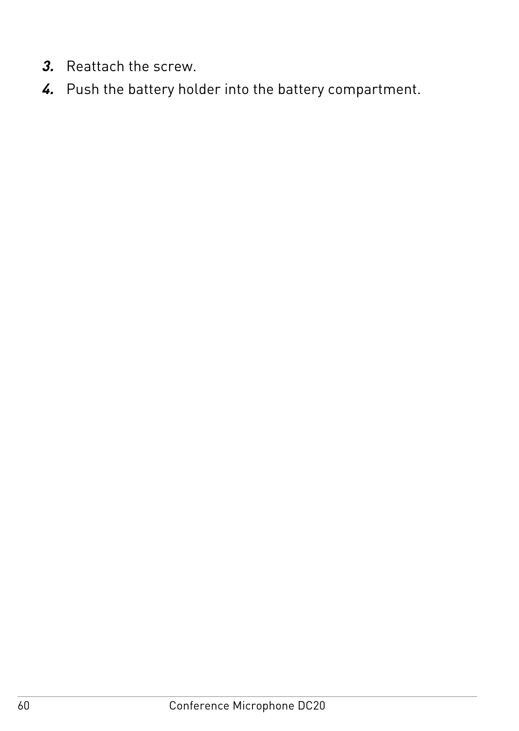3. Reattach the screw.
4. Push the battery holder into the battery compartment.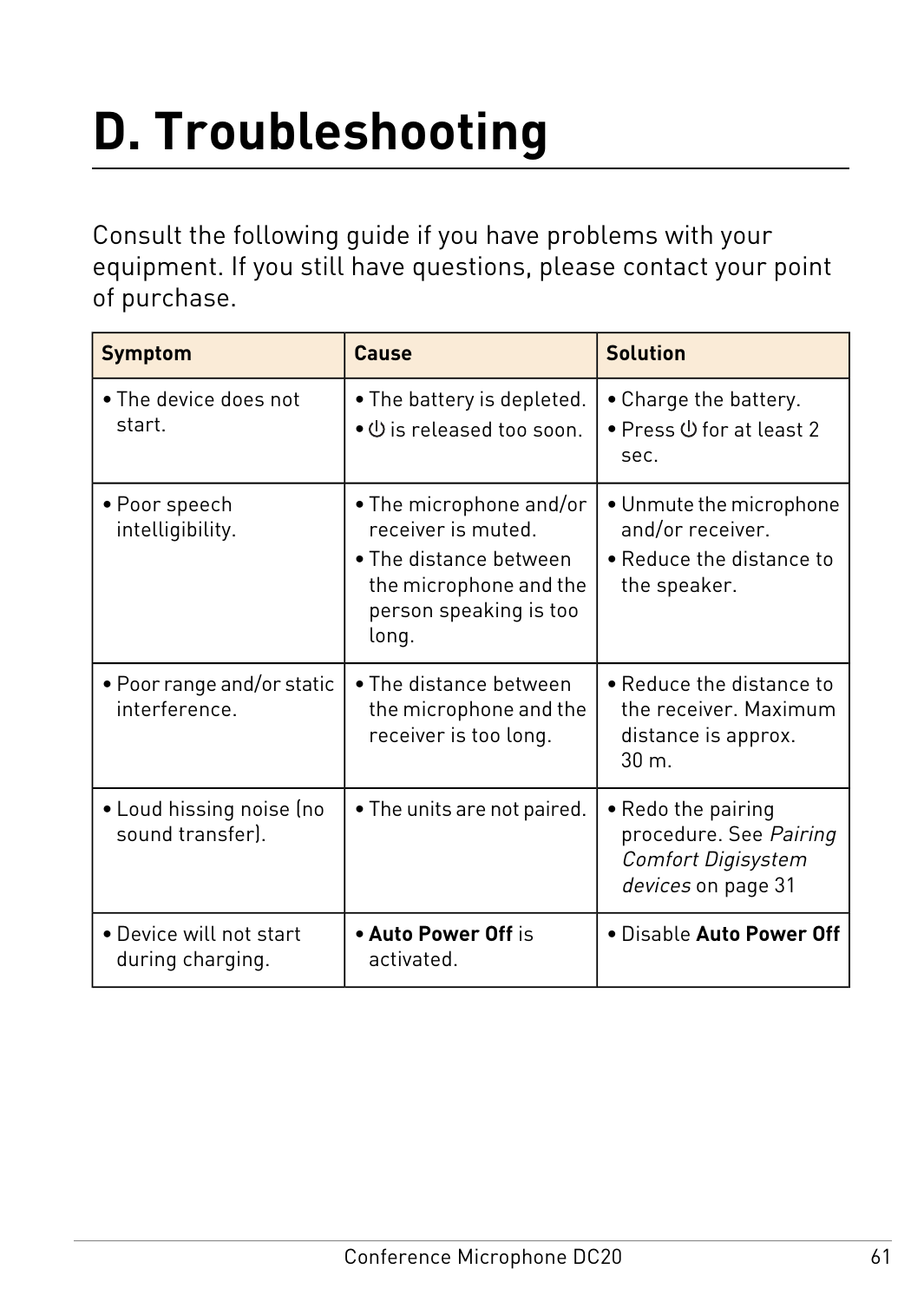# D. Troubleshooting

Consult the following guide if you have problems with your equipment. If you still have questions, please contact your point of purchase.

| Symptom | Cause | Solution |
|---|---|---|
| • The device does not start. | • The battery is depleted.<br>• ⏻ is released too soon. | • Charge the battery.<br>• Press ⏻ for at least 2 sec. |
| • Poor speech intelligibility. | • The microphone and/or receiver is muted.<br>• The distance between the microphone and the person speaking is too long. | • Unmute the microphone and/or receiver.<br>• Reduce the distance to the speaker. |
| • Poor range and/or static interference. | • The distance between the microphone and the receiver is too long. | • Reduce the distance to the receiver. Maximum distance is approx. 30 m. |
| • Loud hissing noise (no sound transfer). | • The units are not paired. | • Redo the pairing procedure. See *Pairing Comfort Digisystem devices* on page 31 |
| • Device will not start during charging. | • **Auto Power Off** is activated. | • Disable **Auto Power Off** |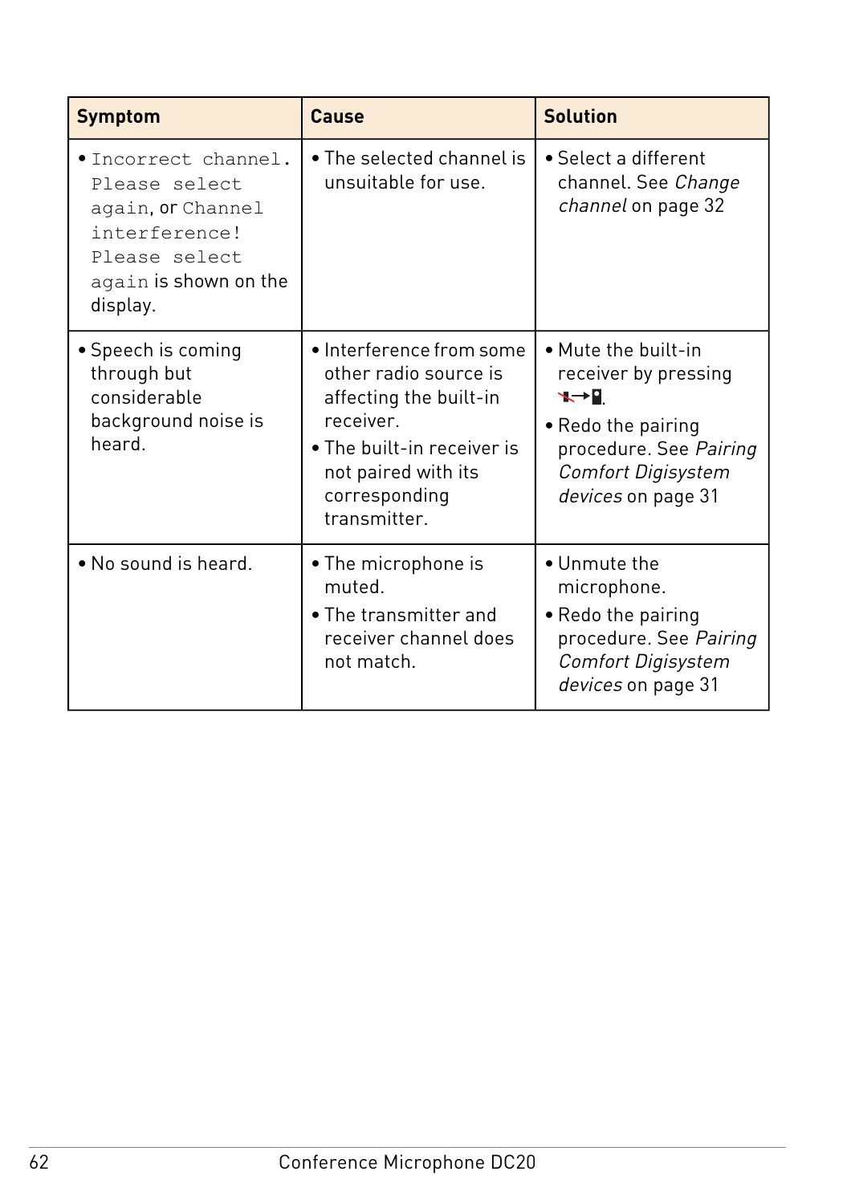| Symptom | Cause | Solution |
|---|---|---|
| • `Incorrect channel. Please select again`, or `Channel interference! Please select again` is shown on the display. | • The selected channel is unsuitable for use. | • Select a different channel. See *Change channel* on page 32 |
| • Speech is coming through but considerable background noise is heard. | • Interference from some other radio source is affecting the built-in receiver.<br>• The built-in receiver is not paired with its corresponding transmitter. | • Mute the built-in receiver by pressing .<br>• Redo the pairing procedure. See *Pairing Comfort Digisystem devices* on page 31 |
| • No sound is heard. | • The microphone is muted.<br>• The transmitter and receiver channel does not match. | • Unmute the microphone.<br>• Redo the pairing procedure. See *Pairing Comfort Digisystem devices* on page 31 |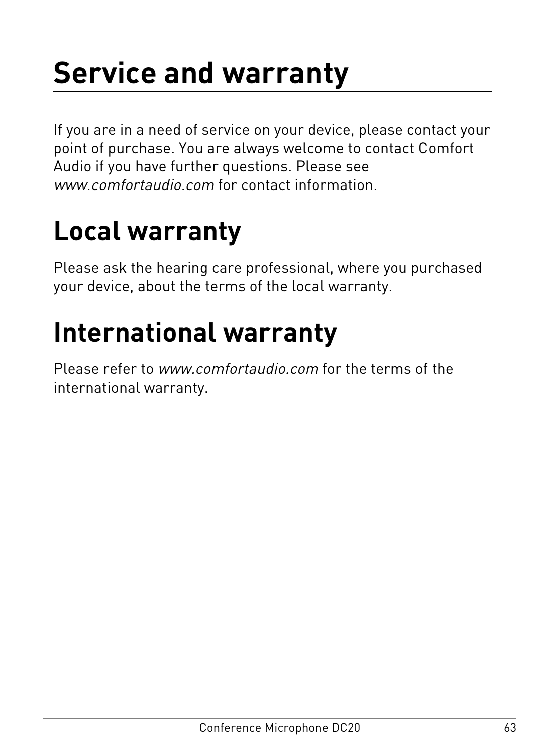# Service and warranty

If you are in a need of service on your device, please contact your point of purchase. You are always welcome to contact Comfort Audio if you have further questions. Please see *www.comfortaudio.com* for contact information.

## Local warranty

Please ask the hearing care professional, where you purchased your device, about the terms of the local warranty.

## International warranty

Please refer to *www.comfortaudio.com* for the terms of the international warranty.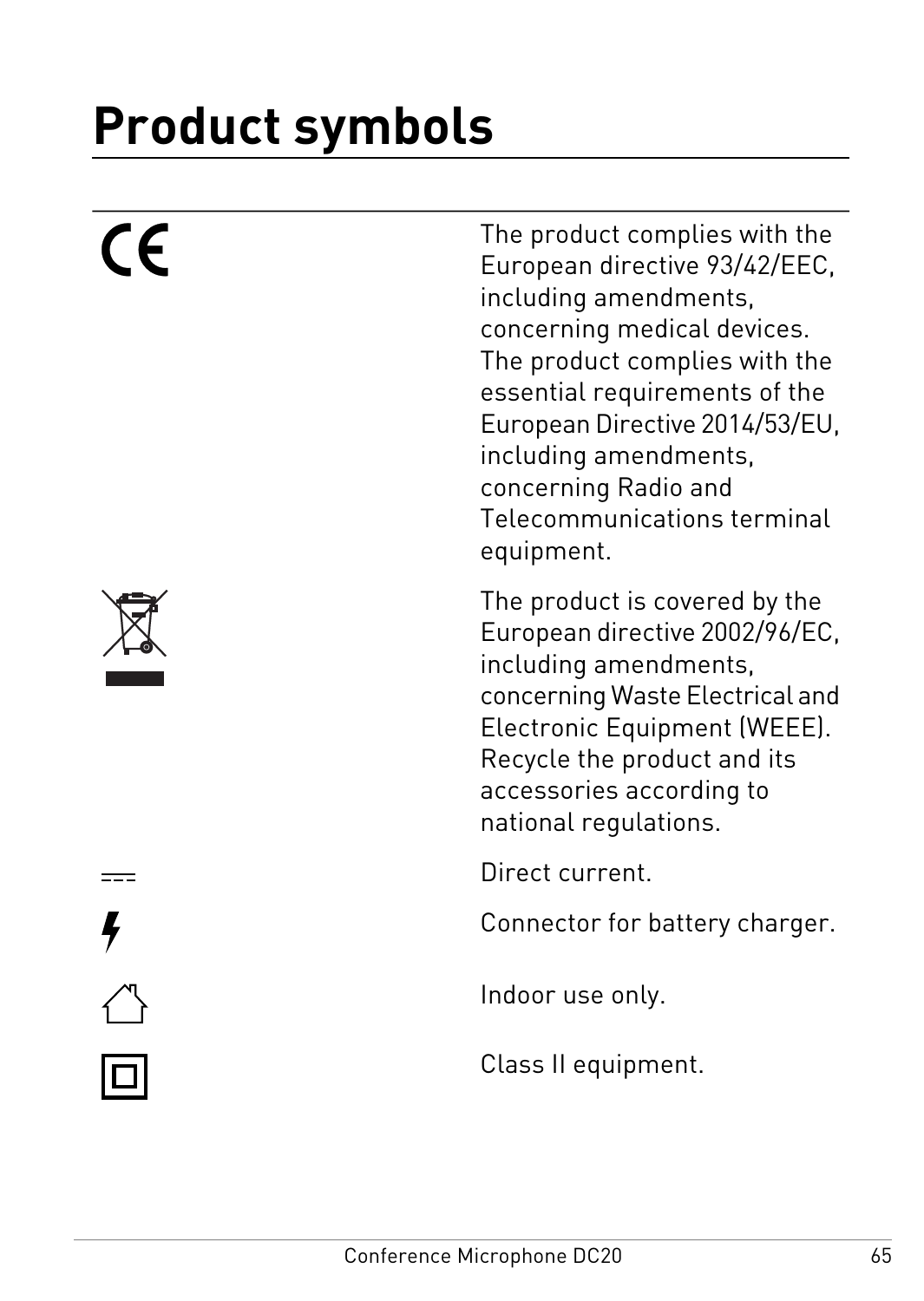# Product symbols

| | |
|---|---|
| CE | The product complies with the European directive 93/42/EEC, including amendments, concerning medical devices. The product complies with the essential requirements of the European Directive 2014/53/EU, including amendments, concerning Radio and Telecommunications terminal equipment. |
| | The product is covered by the European directive 2002/96/EC, including amendments, concerning Waste Electrical and Electronic Equipment (WEEE). Recycle the product and its accessories according to national regulations. |
| | Direct current. |
| | Connector for battery charger. |
| | Indoor use only. |
| | Class II equipment. |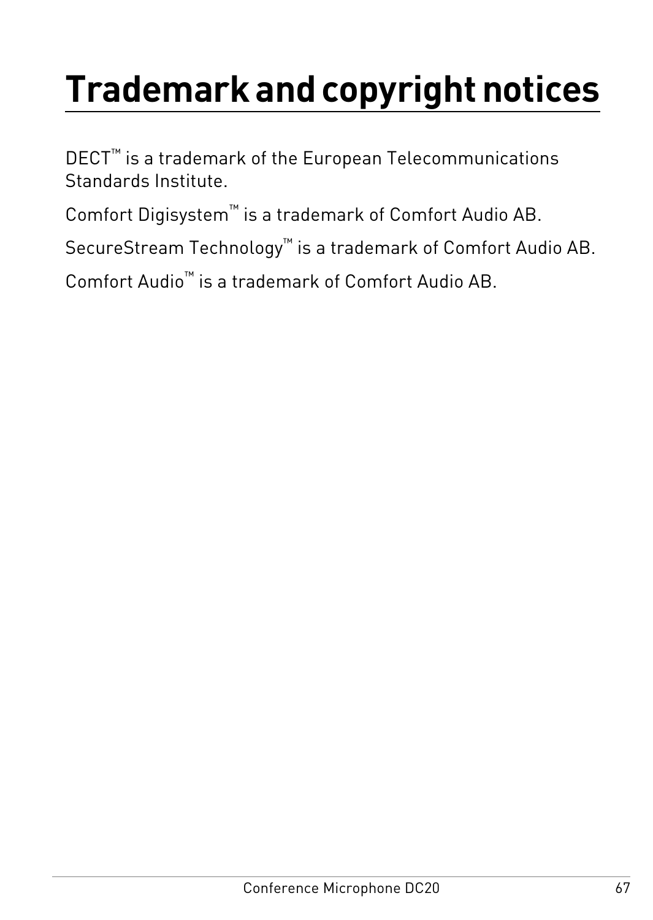# Trademark and copyright notices

DECT™ is a trademark of the European Telecommunications Standards Institute.

Comfort Digisystem™ is a trademark of Comfort Audio AB.

SecureStream Technology™ is a trademark of Comfort Audio AB.

Comfort Audio™ is a trademark of Comfort Audio AB.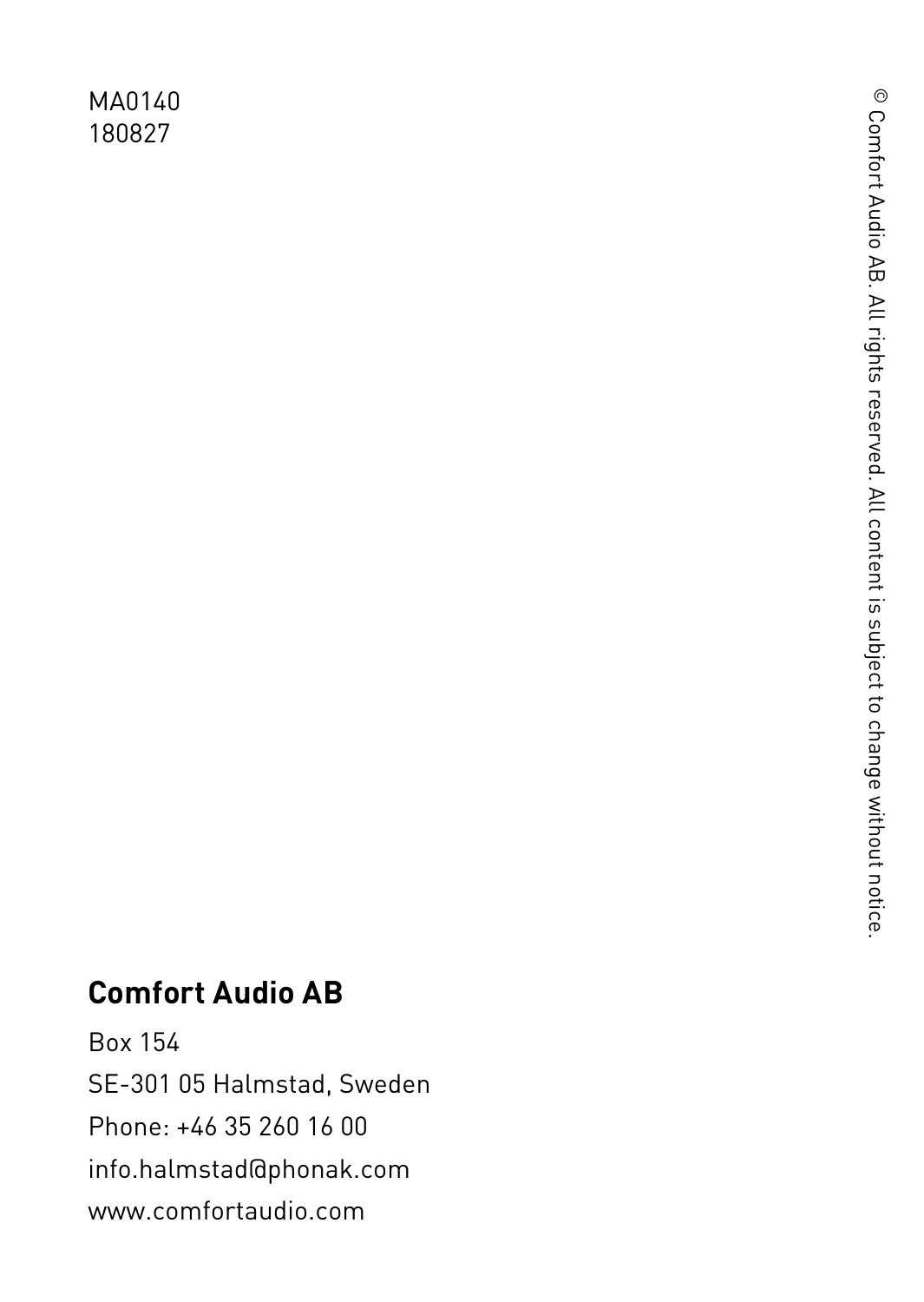MA0140
180827

© Comfort Audio AB. All rights reserved. All content is subject to change without notice.

**Comfort Audio AB**

Box 154
SE-301 05 Halmstad, Sweden
Phone: +46 35 260 16 00
info.halmstad@phonak.com
www.comfortaudio.com